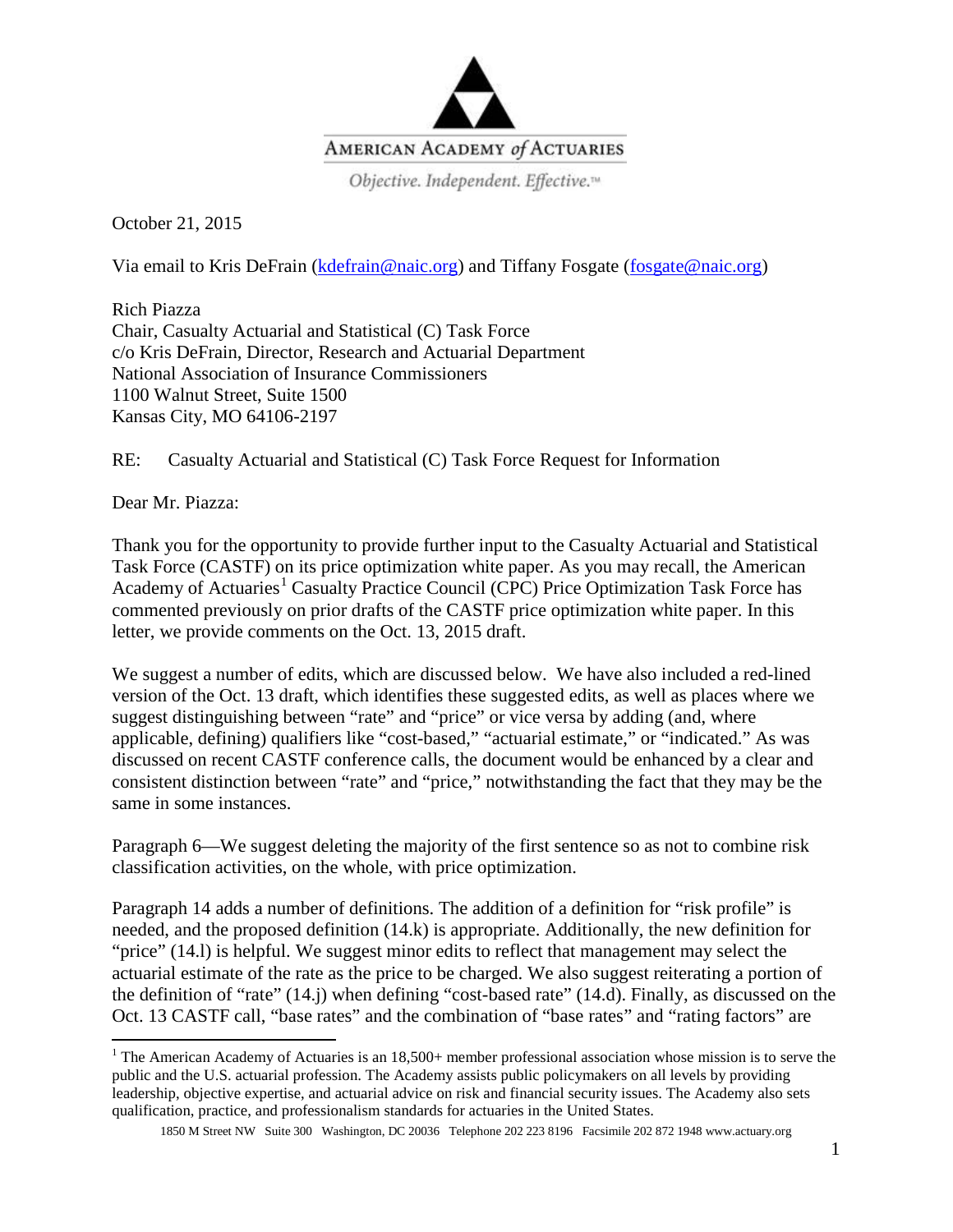AMERICAN ACADEMY *of* ACTUARIES

*Objective. Independent. Effective.*™

October 21, 2015

Via email to Kris DeFrain (kdefrain@naic.org) and Tiffany Fosgate (fosgate@naic.org)

Rich Piazza
Chair, Casualty Actuarial and Statistical (C) Task Force
c/o Kris DeFrain, Director, Research and Actuarial Department
National Association of Insurance Commissioners
1100 Walnut Street, Suite 1500
Kansas City, MO 64106-2197

RE: Casualty Actuarial and Statistical (C) Task Force Request for Information

Dear Mr. Piazza:

Thank you for the opportunity to provide further input to the Casualty Actuarial and Statistical Task Force (CASTF) on its price optimization white paper. As you may recall, the American Academy of Actuaries[1] Casualty Practice Council (CPC) Price Optimization Task Force has commented previously on prior drafts of the CASTF price optimization white paper. In this letter, we provide comments on the Oct. 13, 2015 draft.

We suggest a number of edits, which are discussed below. We have also included a red-lined version of the Oct. 13 draft, which identifies these suggested edits, as well as places where we suggest distinguishing between "rate" and "price" or vice versa by adding (and, where applicable, defining) qualifiers like "cost-based," "actuarial estimate," or "indicated." As was discussed on recent CASTF conference calls, the document would be enhanced by a clear and consistent distinction between "rate" and "price," notwithstanding the fact that they may be the same in some instances.

Paragraph 6—We suggest deleting the majority of the first sentence so as not to combine risk classification activities, on the whole, with price optimization.

Paragraph 14 adds a number of definitions. The addition of a definition for "risk profile" is needed, and the proposed definition (14.k) is appropriate. Additionally, the new definition for "price" (14.l) is helpful. We suggest minor edits to reflect that management may select the actuarial estimate of the rate as the price to be charged. We also suggest reiterating a portion of the definition of "rate" (14.j) when defining "cost-based rate" (14.d). Finally, as discussed on the Oct. 13 CASTF call, "base rates" and the combination of "base rates" and "rating factors" are

[1] The American Academy of Actuaries is an 18,500+ member professional association whose mission is to serve the public and the U.S. actuarial profession. The Academy assists public policymakers on all levels by providing leadership, objective expertise, and actuarial advice on risk and financial security issues. The Academy also sets qualification, practice, and professionalism standards for actuaries in the United States.

1850 M Street NW Suite 300 Washington, DC 20036 Telephone 202 223 8196 Facsimile 202 872 1948 www.actuary.org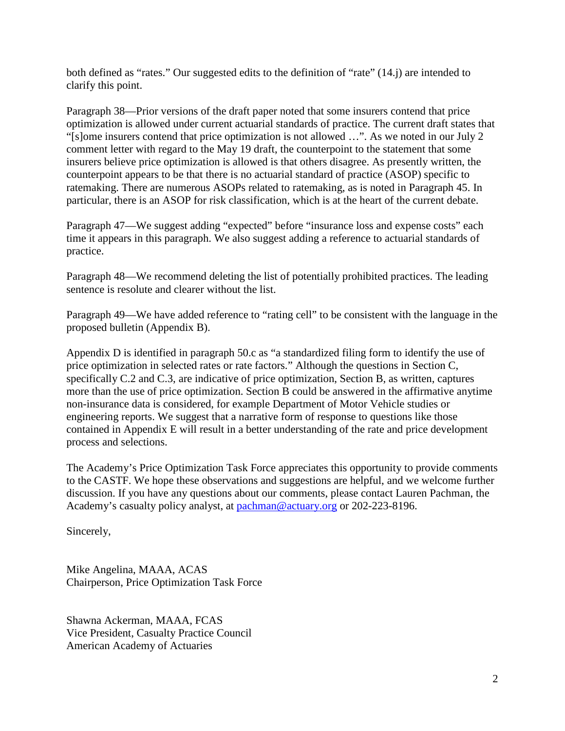both defined as "rates." Our suggested edits to the definition of "rate" (14.j) are intended to clarify this point.

Paragraph 38—Prior versions of the draft paper noted that some insurers contend that price optimization is allowed under current actuarial standards of practice. The current draft states that "[s]ome insurers contend that price optimization is not allowed …". As we noted in our July 2 comment letter with regard to the May 19 draft, the counterpoint to the statement that some insurers believe price optimization is allowed is that others disagree. As presently written, the counterpoint appears to be that there is no actuarial standard of practice (ASOP) specific to ratemaking. There are numerous ASOPs related to ratemaking, as is noted in Paragraph 45. In particular, there is an ASOP for risk classification, which is at the heart of the current debate.

Paragraph 47—We suggest adding "expected" before "insurance loss and expense costs" each time it appears in this paragraph. We also suggest adding a reference to actuarial standards of practice.

Paragraph 48—We recommend deleting the list of potentially prohibited practices. The leading sentence is resolute and clearer without the list.

Paragraph 49—We have added reference to "rating cell" to be consistent with the language in the proposed bulletin (Appendix B).

Appendix D is identified in paragraph 50.c as "a standardized filing form to identify the use of price optimization in selected rates or rate factors." Although the questions in Section C, specifically C.2 and C.3, are indicative of price optimization, Section B, as written, captures more than the use of price optimization. Section B could be answered in the affirmative anytime non-insurance data is considered, for example Department of Motor Vehicle studies or engineering reports. We suggest that a narrative form of response to questions like those contained in Appendix E will result in a better understanding of the rate and price development process and selections.

The Academy's Price Optimization Task Force appreciates this opportunity to provide comments to the CASTF. We hope these observations and suggestions are helpful, and we welcome further discussion. If you have any questions about our comments, please contact Lauren Pachman, the Academy's casualty policy analyst, at pachman@actuary.org or 202-223-8196.

Sincerely,

Mike Angelina, MAAA, ACAS
Chairperson, Price Optimization Task Force

Shawna Ackerman, MAAA, FCAS
Vice President, Casualty Practice Council
American Academy of Actuaries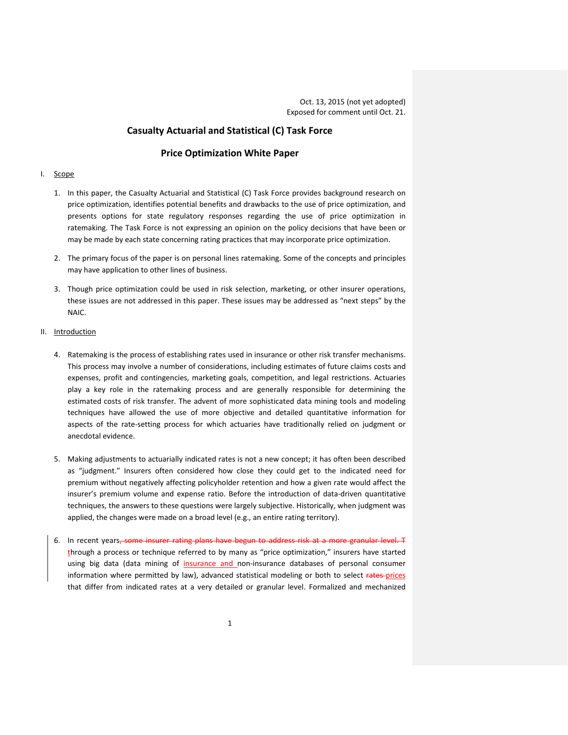Oct. 13, 2015 (not yet adopted)
Exposed for comment until Oct. 21.

# Casualty Actuarial and Statistical (C) Task Force

# Price Optimization White Paper

## I. Scope

1. In this paper, the Casualty Actuarial and Statistical (C) Task Force provides background research on price optimization, identifies potential benefits and drawbacks to the use of price optimization, and presents options for state regulatory responses regarding the use of price optimization in ratemaking. The Task Force is not expressing an opinion on the policy decisions that have been or may be made by each state concerning rating practices that may incorporate price optimization.

2. The primary focus of the paper is on personal lines ratemaking. Some of the concepts and principles may have application to other lines of business.

3. Though price optimization could be used in risk selection, marketing, or other insurer operations, these issues are not addressed in this paper. These issues may be addressed as "next steps" by the NAIC.

## II. Introduction

4. Ratemaking is the process of establishing rates used in insurance or other risk transfer mechanisms. This process may involve a number of considerations, including estimates of future claims costs and expenses, profit and contingencies, marketing goals, competition, and legal restrictions. Actuaries play a key role in the ratemaking process and are generally responsible for determining the estimated costs of risk transfer. The advent of more sophisticated data mining tools and modeling techniques have allowed the use of more objective and detailed quantitative information for aspects of the rate-setting process for which actuaries have traditionally relied on judgment or anecdotal evidence.

5. Making adjustments to actuarially indicated rates is not a new concept; it has often been described as "judgment." Insurers often considered how close they could get to the indicated need for premium without negatively affecting policyholder retention and how a given rate would affect the insurer's premium volume and expense ratio. Before the introduction of data-driven quantitative techniques, the answers to these questions were largely subjective. Historically, when judgment was applied, the changes were made on a broad level (e.g., an entire rating territory).

6. In recent years~~, some insurer rating plans have begun to address risk at a more granular level. T~~ through a process or technique referred to by many as "price optimization," insurers have started using big data (data mining of insurance and non-insurance databases of personal consumer information where permitted by law), advanced statistical modeling or both to select ~~rates~~ prices that differ from indicated rates at a very detailed or granular level. Formalized and mechanized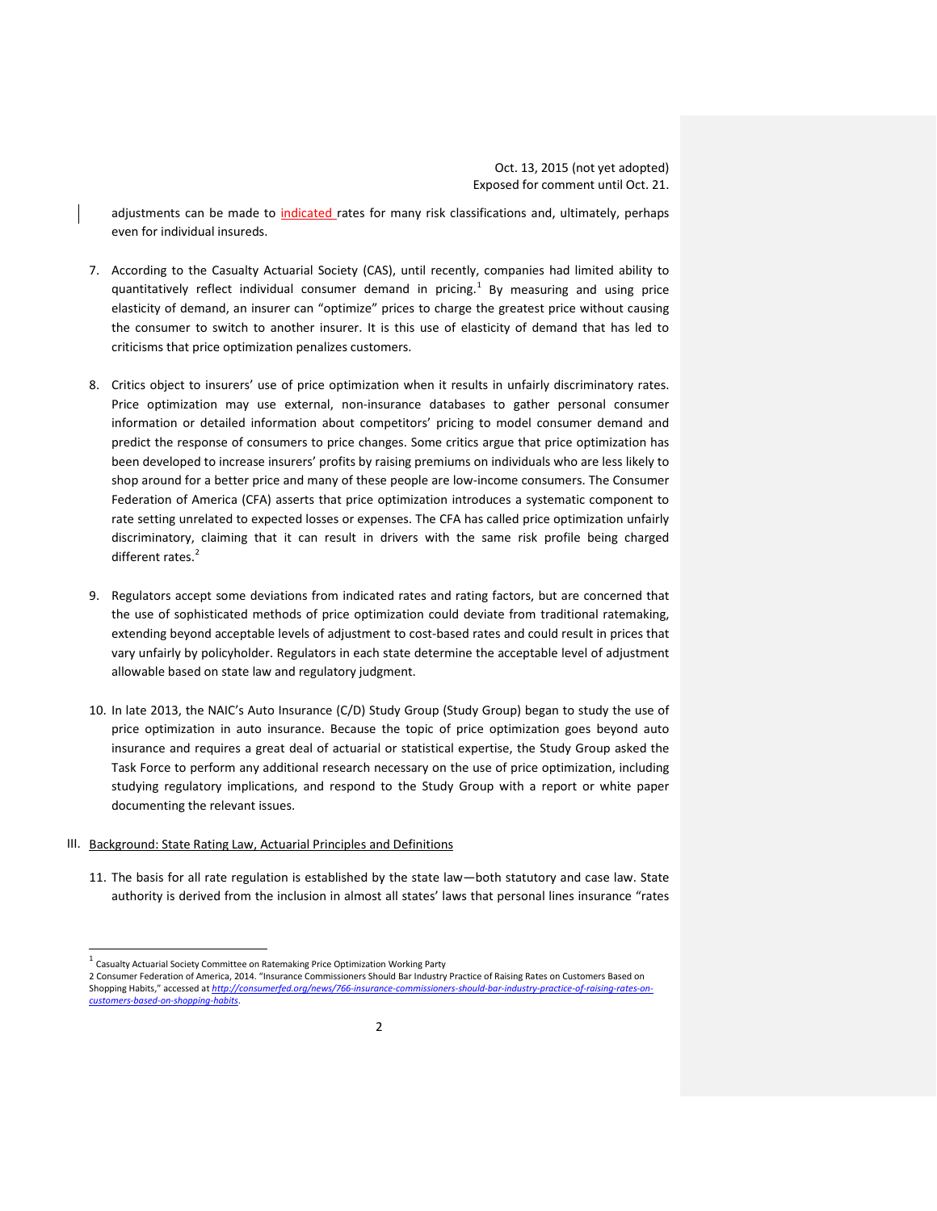adjustments can be made to indicated rates for many risk classifications and, ultimately, perhaps even for individual insureds.

7. According to the Casualty Actuarial Society (CAS), until recently, companies had limited ability to quantitatively reflect individual consumer demand in pricing.[1] By measuring and using price elasticity of demand, an insurer can "optimize" prices to charge the greatest price without causing the consumer to switch to another insurer. It is this use of elasticity of demand that has led to criticisms that price optimization penalizes customers.

8. Critics object to insurers' use of price optimization when it results in unfairly discriminatory rates. Price optimization may use external, non-insurance databases to gather personal consumer information or detailed information about competitors' pricing to model consumer demand and predict the response of consumers to price changes. Some critics argue that price optimization has been developed to increase insurers' profits by raising premiums on individuals who are less likely to shop around for a better price and many of these people are low-income consumers. The Consumer Federation of America (CFA) asserts that price optimization introduces a systematic component to rate setting unrelated to expected losses or expenses. The CFA has called price optimization unfairly discriminatory, claiming that it can result in drivers with the same risk profile being charged different rates.[2]

9. Regulators accept some deviations from indicated rates and rating factors, but are concerned that the use of sophisticated methods of price optimization could deviate from traditional ratemaking, extending beyond acceptable levels of adjustment to cost-based rates and could result in prices that vary unfairly by policyholder. Regulators in each state determine the acceptable level of adjustment allowable based on state law and regulatory judgment.

10. In late 2013, the NAIC's Auto Insurance (C/D) Study Group (Study Group) began to study the use of price optimization in auto insurance. Because the topic of price optimization goes beyond auto insurance and requires a great deal of actuarial or statistical expertise, the Study Group asked the Task Force to perform any additional research necessary on the use of price optimization, including studying regulatory implications, and respond to the Study Group with a report or white paper documenting the relevant issues.

## III. Background: State Rating Law, Actuarial Principles and Definitions

11. The basis for all rate regulation is established by the state law—both statutory and case law. State authority is derived from the inclusion in almost all states' laws that personal lines insurance "rates

[1] Casualty Actuarial Society Committee on Ratemaking Price Optimization Working Party

[2] Consumer Federation of America, 2014. "Insurance Commissioners Should Bar Industry Practice of Raising Rates on Customers Based on Shopping Habits," accessed at *http://consumerfed.org/news/766-insurance-commissioners-should-bar-industry-practice-of-raising-rates-on-customers-based-on-shopping-habits*.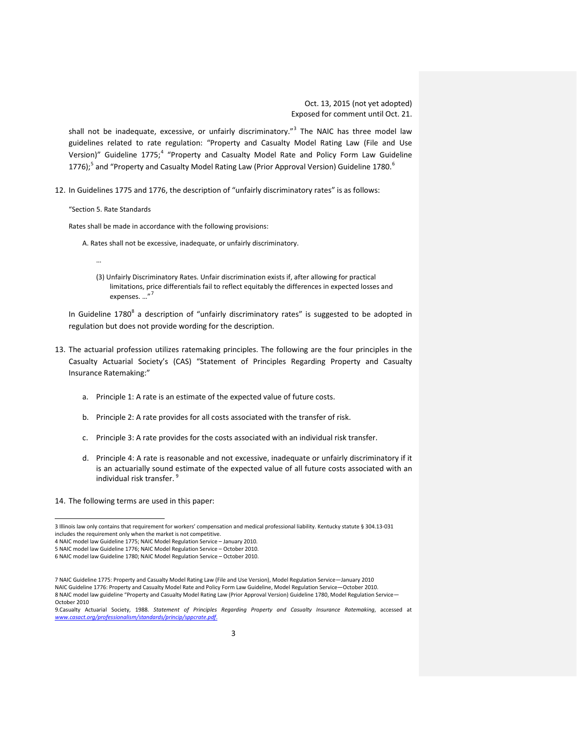shall not be inadequate, excessive, or unfairly discriminatory."[3] The NAIC has three model law guidelines related to rate regulation: "Property and Casualty Model Rating Law (File and Use Version)" Guideline 1775;[4] "Property and Casualty Model Rate and Policy Form Law Guideline 1776);[5] and "Property and Casualty Model Rating Law (Prior Approval Version) Guideline 1780.[6]

12. In Guidelines 1775 and 1776, the description of "unfairly discriminatory rates" is as follows:

   "Section 5. Rate Standards

   Rates shall be made in accordance with the following provisions:

   A. Rates shall not be excessive, inadequate, or unfairly discriminatory.

   …

   (3) Unfairly Discriminatory Rates. Unfair discrimination exists if, after allowing for practical limitations, price differentials fail to reflect equitably the differences in expected losses and expenses. …"[7]

   In Guideline 1780[8] a description of "unfairly discriminatory rates" is suggested to be adopted in regulation but does not provide wording for the description.

13. The actuarial profession utilizes ratemaking principles. The following are the four principles in the Casualty Actuarial Society's (CAS) "Statement of Principles Regarding Property and Casualty Insurance Ratemaking:"

   a. Principle 1: A rate is an estimate of the expected value of future costs.

   b. Principle 2: A rate provides for all costs associated with the transfer of risk.

   c. Principle 3: A rate provides for the costs associated with an individual risk transfer.

   d. Principle 4: A rate is reasonable and not excessive, inadequate or unfairly discriminatory if it is an actuarially sound estimate of the expected value of all future costs associated with an individual risk transfer. [9]

14. The following terms are used in this paper:

---

3 Illinois law only contains that requirement for workers' compensation and medical professional liability. Kentucky statute § 304.13-031 includes the requirement only when the market is not competitive.

4 NAIC model law Guideline 1775; NAIC Model Regulation Service – January 2010.

5 NAIC model law Guideline 1776; NAIC Model Regulation Service – October 2010.

6 NAIC model law Guideline 1780; NAIC Model Regulation Service – October 2010.

7 NAIC Guideline 1775: Property and Casualty Model Rating Law (File and Use Version), Model Regulation Service—January 2010
NAIC Guideline 1776: Property and Casualty Model Rate and Policy Form Law Guideline, Model Regulation Service—October 2010.

8 NAIC model law guideline "Property and Casualty Model Rating Law (Prior Approval Version) Guideline 1780, Model Regulation Service—October 2010

9.Casualty Actuarial Society, 1988. *Statement of Principles Regarding Property and Casualty Insurance Ratemaking*, accessed at *www.casact.org/professionalism/standards/princip/sppcrate.pdf*.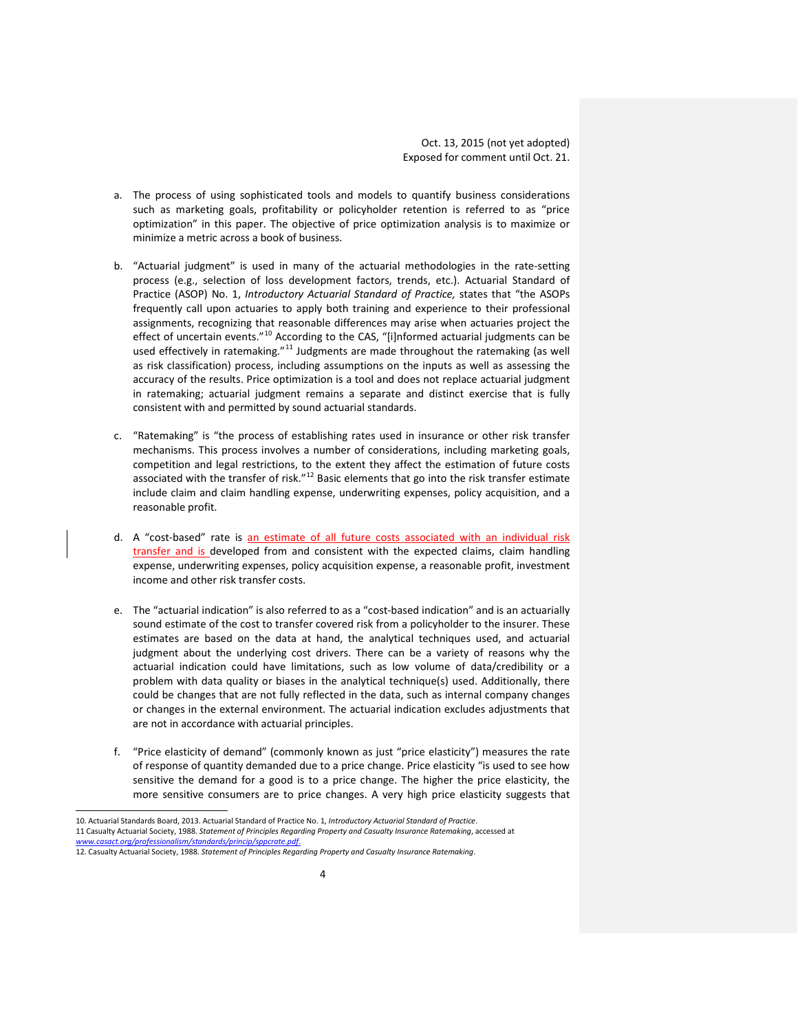Oct. 13, 2015 (not yet adopted)
Exposed for comment until Oct. 21.

a. The process of using sophisticated tools and models to quantify business considerations such as marketing goals, profitability or policyholder retention is referred to as "price optimization" in this paper. The objective of price optimization analysis is to maximize or minimize a metric across a book of business.

b. "Actuarial judgment" is used in many of the actuarial methodologies in the rate-setting process (e.g., selection of loss development factors, trends, etc.). Actuarial Standard of Practice (ASOP) No. 1, *Introductory Actuarial Standard of Practice,* states that "the ASOPs frequently call upon actuaries to apply both training and experience to their professional assignments, recognizing that reasonable differences may arise when actuaries project the effect of uncertain events."[10] According to the CAS, "[i]nformed actuarial judgments can be used effectively in ratemaking."[11] Judgments are made throughout the ratemaking (as well as risk classification) process, including assumptions on the inputs as well as assessing the accuracy of the results. Price optimization is a tool and does not replace actuarial judgment in ratemaking; actuarial judgment remains a separate and distinct exercise that is fully consistent with and permitted by sound actuarial standards.

c. "Ratemaking" is "the process of establishing rates used in insurance or other risk transfer mechanisms. This process involves a number of considerations, including marketing goals, competition and legal restrictions, to the extent they affect the estimation of future costs associated with the transfer of risk."[12] Basic elements that go into the risk transfer estimate include claim and claim handling expense, underwriting expenses, policy acquisition, and a reasonable profit.

d. A "cost-based" rate is an estimate of all future costs associated with an individual risk transfer and is developed from and consistent with the expected claims, claim handling expense, underwriting expenses, policy acquisition expense, a reasonable profit, investment income and other risk transfer costs.

e. The "actuarial indication" is also referred to as a "cost-based indication" and is an actuarially sound estimate of the cost to transfer covered risk from a policyholder to the insurer. These estimates are based on the data at hand, the analytical techniques used, and actuarial judgment about the underlying cost drivers. There can be a variety of reasons why the actuarial indication could have limitations, such as low volume of data/credibility or a problem with data quality or biases in the analytical technique(s) used. Additionally, there could be changes that are not fully reflected in the data, such as internal company changes or changes in the external environment. The actuarial indication excludes adjustments that are not in accordance with actuarial principles.

f. "Price elasticity of demand" (commonly known as just "price elasticity") measures the rate of response of quantity demanded due to a price change. Price elasticity "is used to see how sensitive the demand for a good is to a price change. The higher the price elasticity, the more sensitive consumers are to price changes. A very high price elasticity suggests that

10. Actuarial Standards Board, 2013. Actuarial Standard of Practice No. 1, *Introductory Actuarial Standard of Practice*.
11 Casualty Actuarial Society, 1988. *Statement of Principles Regarding Property and Casualty Insurance Ratemaking*, accessed at www.casact.org/professionalism/standards/princip/sppcrate.pdf.
12. Casualty Actuarial Society, 1988. *Statement of Principles Regarding Property and Casualty Insurance Ratemaking*.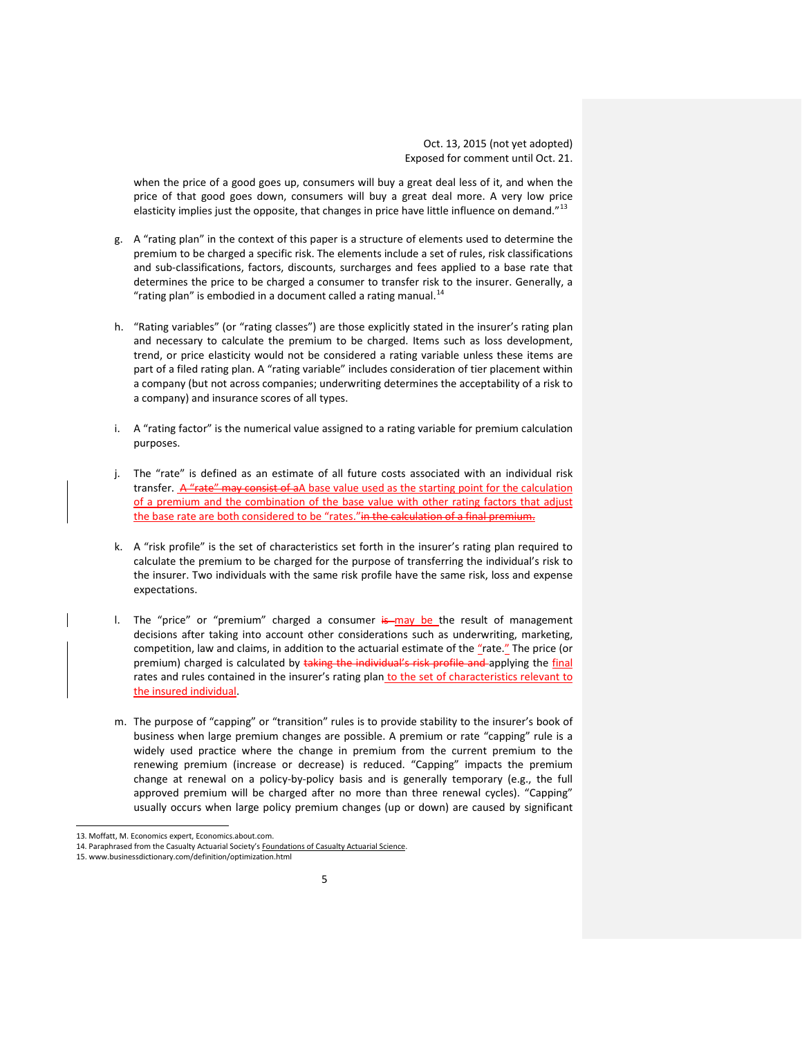when the price of a good goes up, consumers will buy a great deal less of it, and when the price of that good goes down, consumers will buy a great deal more. A very low price elasticity implies just the opposite, that changes in price have little influence on demand."[13]

g. A "rating plan" in the context of this paper is a structure of elements used to determine the premium to be charged a specific risk. The elements include a set of rules, risk classifications and sub-classifications, factors, discounts, surcharges and fees applied to a base rate that determines the price to be charged a consumer to transfer risk to the insurer. Generally, a "rating plan" is embodied in a document called a rating manual.[14]

h. "Rating variables" (or "rating classes") are those explicitly stated in the insurer's rating plan and necessary to calculate the premium to be charged. Items such as loss development, trend, or price elasticity would not be considered a rating variable unless these items are part of a filed rating plan. A "rating variable" includes consideration of tier placement within a company (but not across companies; underwriting determines the acceptability of a risk to a company) and insurance scores of all types.

i. A "rating factor" is the numerical value assigned to a rating variable for premium calculation purposes.

j. The "rate" is defined as an estimate of all future costs associated with an individual risk transfer. ~~A "rate" may consist of a~~A base value used as the starting point for the calculation of a premium and the combination of the base value with other rating factors that adjust the base rate are both considered to be "rates."~~in the calculation of a final premium.~~

k. A "risk profile" is the set of characteristics set forth in the insurer's rating plan required to calculate the premium to be charged for the purpose of transferring the individual's risk to the insurer. Two individuals with the same risk profile have the same risk, loss and expense expectations.

l. The "price" or "premium" charged a consumer ~~is~~ may be the result of management decisions after taking into account other considerations such as underwriting, marketing, competition, law and claims, in addition to the actuarial estimate of the "rate." The price (or premium) charged is calculated by ~~taking the individual's risk profile and~~ applying the final rates and rules contained in the insurer's rating plan to the set of characteristics relevant to the insured individual.

m. The purpose of "capping" or "transition" rules is to provide stability to the insurer's book of business when large premium changes are possible. A premium or rate "capping" rule is a widely used practice where the change in premium from the current premium to the renewing premium (increase or decrease) is reduced. "Capping" impacts the premium change at renewal on a policy-by-policy basis and is generally temporary (e.g., the full approved premium will be charged after no more than three renewal cycles). "Capping" usually occurs when large policy premium changes (up or down) are caused by significant

---

13. Moffatt, M. Economics expert, Economics.about.com.

14. Paraphrased from the Casualty Actuarial Society's Foundations of Casualty Actuarial Science.

15. www.businessdictionary.com/definition/optimization.html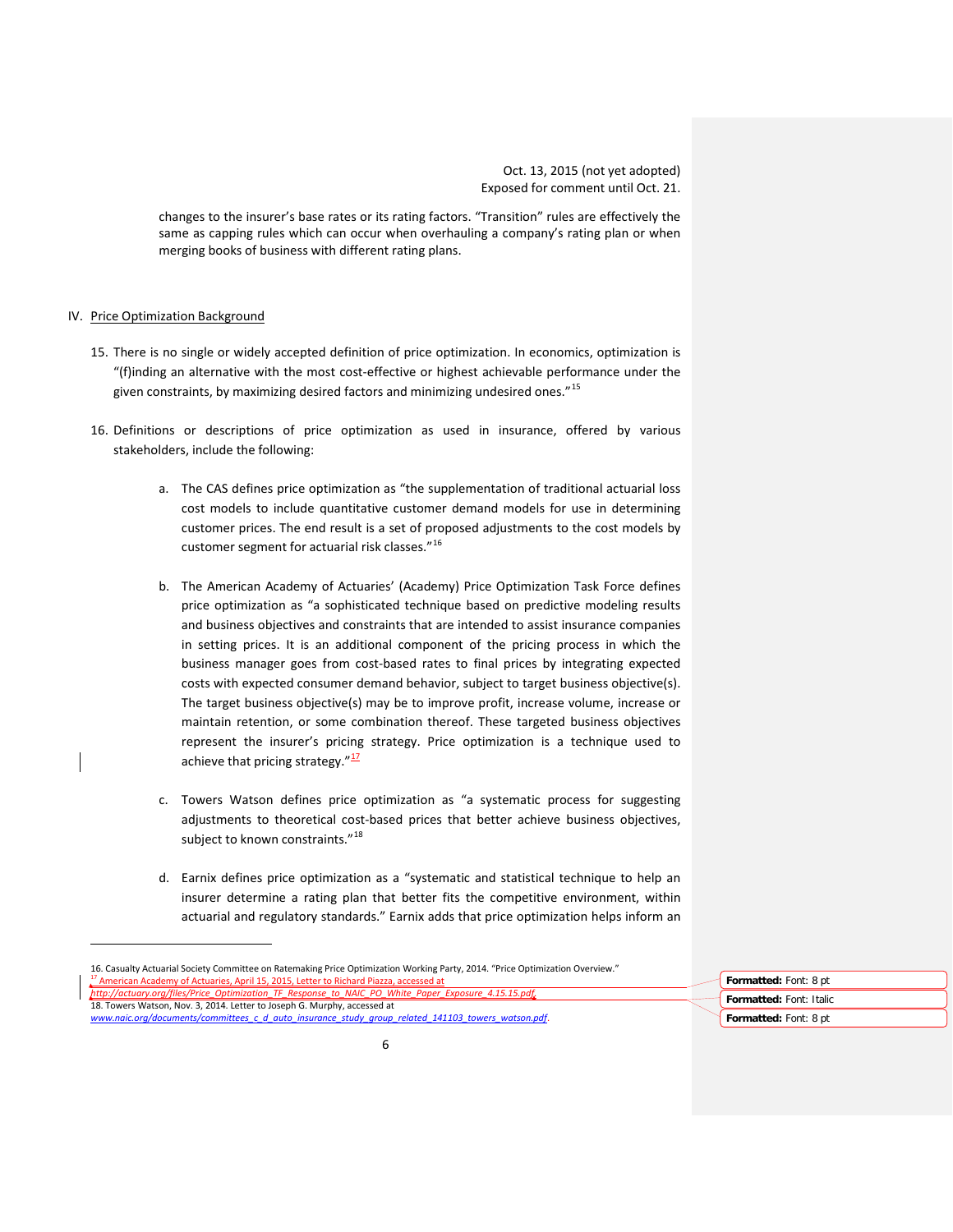Oct. 13, 2015 (not yet adopted)
Exposed for comment until Oct. 21.

changes to the insurer's base rates or its rating factors. "Transition" rules are effectively the same as capping rules which can occur when overhauling a company's rating plan or when merging books of business with different rating plans.

## IV. Price Optimization Background

15. There is no single or widely accepted definition of price optimization. In economics, optimization is "(f)inding an alternative with the most cost-effective or highest achievable performance under the given constraints, by maximizing desired factors and minimizing undesired ones."[15]

16. Definitions or descriptions of price optimization as used in insurance, offered by various stakeholders, include the following:

    a. The CAS defines price optimization as "the supplementation of traditional actuarial loss cost models to include quantitative customer demand models for use in determining customer prices. The end result is a set of proposed adjustments to the cost models by customer segment for actuarial risk classes."[16]

    b. The American Academy of Actuaries' (Academy) Price Optimization Task Force defines price optimization as "a sophisticated technique based on predictive modeling results and business objectives and constraints that are intended to assist insurance companies in setting prices. It is an additional component of the pricing process in which the business manager goes from cost-based rates to final prices by integrating expected costs with expected consumer demand behavior, subject to target business objective(s). The target business objective(s) may be to improve profit, increase volume, increase or maintain retention, or some combination thereof. These targeted business objectives represent the insurer's pricing strategy. Price optimization is a technique used to achieve that pricing strategy."[17]

    c. Towers Watson defines price optimization as "a systematic process for suggesting adjustments to theoretical cost-based prices that better achieve business objectives, subject to known constraints."[18]

    d. Earnix defines price optimization as a "systematic and statistical technique to help an insurer determine a rating plan that better fits the competitive environment, within actuarial and regulatory standards." Earnix adds that price optimization helps inform an

---

16. Casualty Actuarial Society Committee on Ratemaking Price Optimization Working Party, 2014. "Price Optimization Overview."
17. American Academy of Actuaries, April 15, 2015, Letter to Richard Piazza, accessed at *http://actuary.org/files/Price_Optimization_TF_Response_to_NAIC_PO_White_Paper_Exposure_4.15.15.pdf*.
18. Towers Watson, Nov. 3, 2014. Letter to Joseph G. Murphy, accessed at *www.naic.org/documents/committees_c_d_auto_insurance_study_group_related_141103_towers_watson.pdf*.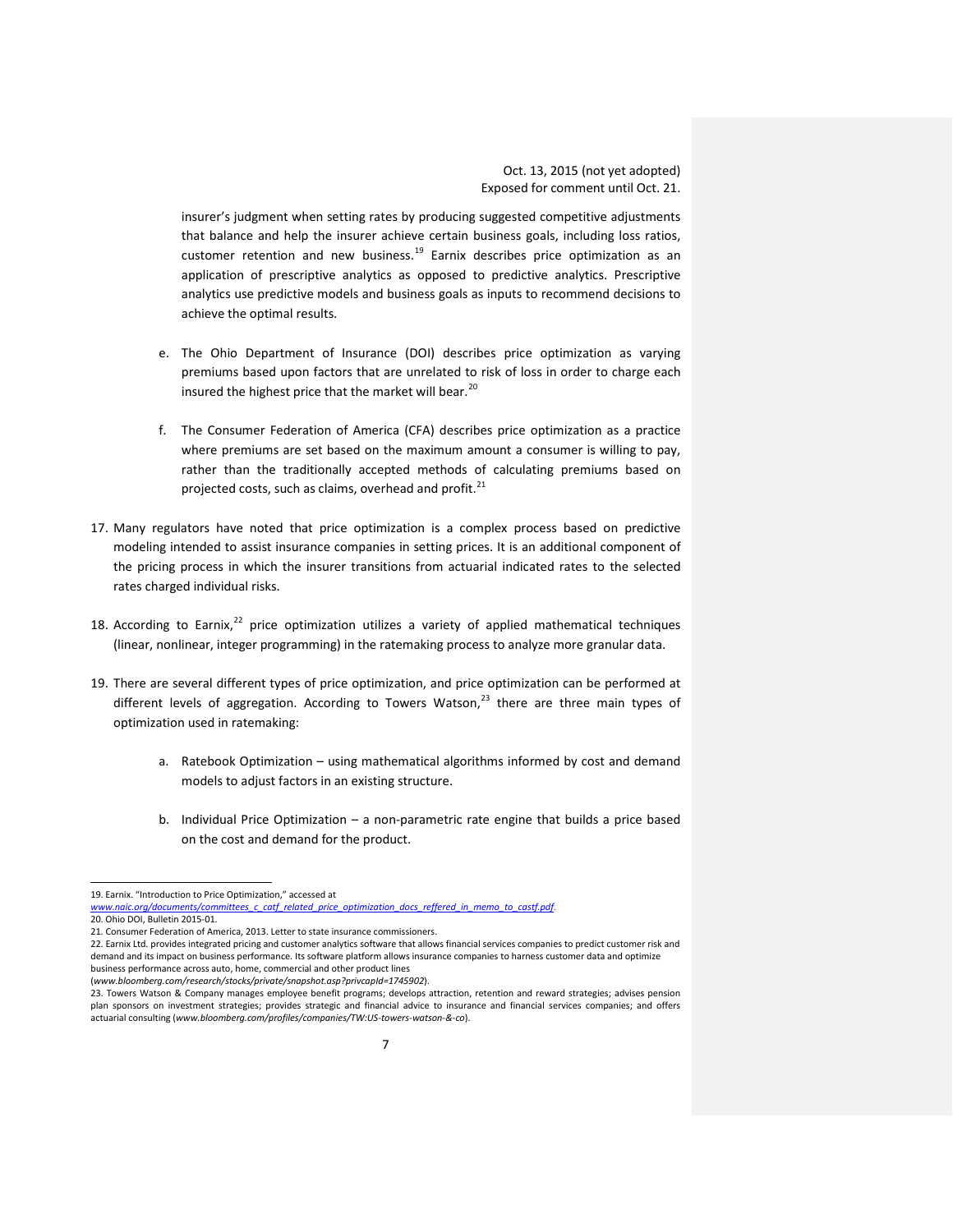insurer's judgment when setting rates by producing suggested competitive adjustments that balance and help the insurer achieve certain business goals, including loss ratios, customer retention and new business.[19] Earnix describes price optimization as an application of prescriptive analytics as opposed to predictive analytics. Prescriptive analytics use predictive models and business goals as inputs to recommend decisions to achieve the optimal results.

e. The Ohio Department of Insurance (DOI) describes price optimization as varying premiums based upon factors that are unrelated to risk of loss in order to charge each insured the highest price that the market will bear.[20]

f. The Consumer Federation of America (CFA) describes price optimization as a practice where premiums are set based on the maximum amount a consumer is willing to pay, rather than the traditionally accepted methods of calculating premiums based on projected costs, such as claims, overhead and profit.[21]

17. Many regulators have noted that price optimization is a complex process based on predictive modeling intended to assist insurance companies in setting prices. It is an additional component of the pricing process in which the insurer transitions from actuarial indicated rates to the selected rates charged individual risks.

18. According to Earnix,[22] price optimization utilizes a variety of applied mathematical techniques (linear, nonlinear, integer programming) in the ratemaking process to analyze more granular data.

19. There are several different types of price optimization, and price optimization can be performed at different levels of aggregation. According to Towers Watson,[23] there are three main types of optimization used in ratemaking:

   a. Ratebook Optimization – using mathematical algorithms informed by cost and demand models to adjust factors in an existing structure.

   b. Individual Price Optimization – a non-parametric rate engine that builds a price based on the cost and demand for the product.

---

19. Earnix. "Introduction to Price Optimization," accessed at *www.naic.org/documents/committees_c_catf_related_price_optimization_docs_reffered_in_memo_to_castf.pdf*.

20. Ohio DOI, Bulletin 2015-01.

21. Consumer Federation of America, 2013. Letter to state insurance commissioners.

22. Earnix Ltd. provides integrated pricing and customer analytics software that allows financial services companies to predict customer risk and demand and its impact on business performance. Its software platform allows insurance companies to harness customer data and optimize business performance across auto, home, commercial and other product lines (*www.bloomberg.com/research/stocks/private/snapshot.asp?privcapId=1745902*).

23. Towers Watson & Company manages employee benefit programs; develops attraction, retention and reward strategies; advises pension plan sponsors on investment strategies; provides strategic and financial advice to insurance and financial services companies; and offers actuarial consulting (*www.bloomberg.com/profiles/companies/TW:US-towers-watson-&-co*).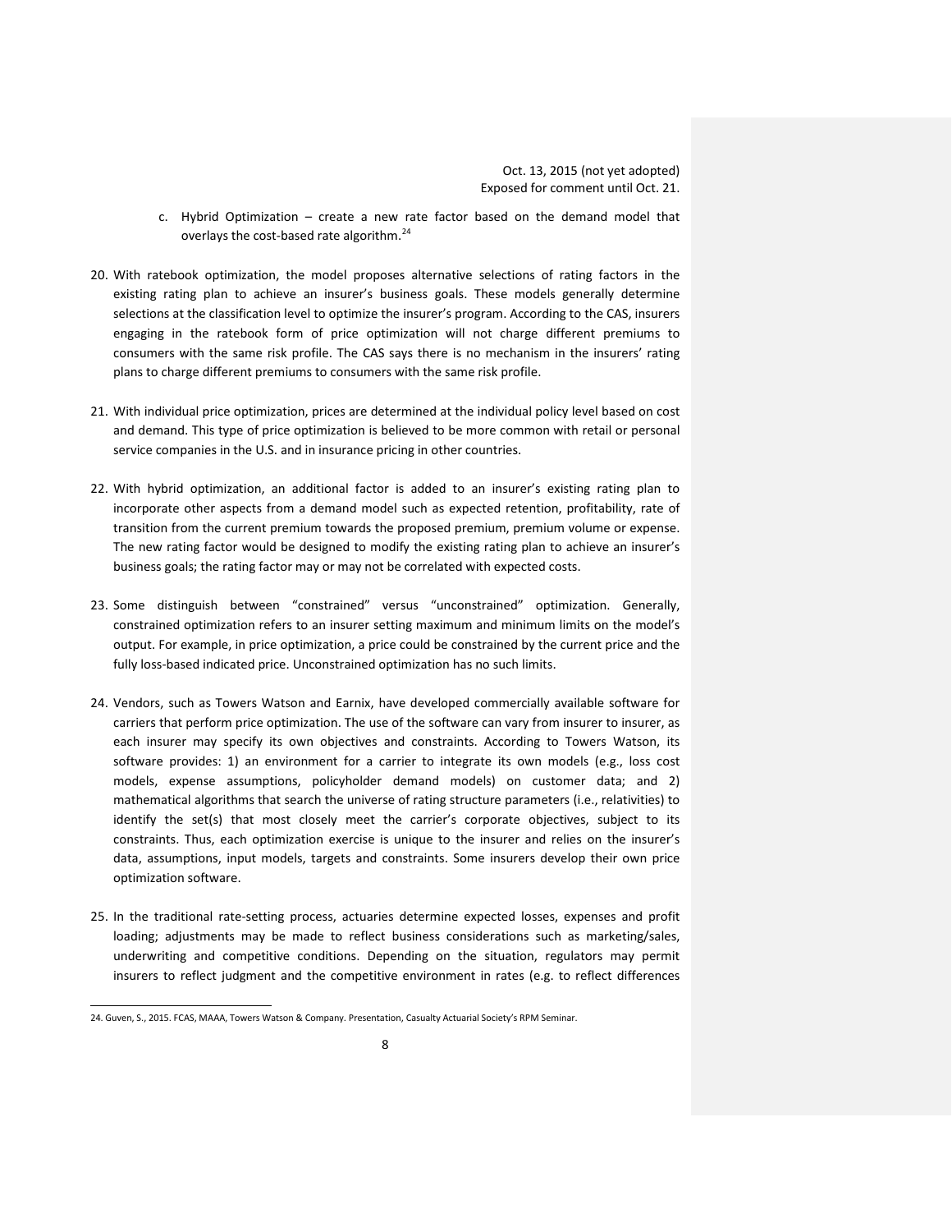c. Hybrid Optimization – create a new rate factor based on the demand model that overlays the cost-based rate algorithm.[24]

20. With ratebook optimization, the model proposes alternative selections of rating factors in the existing rating plan to achieve an insurer's business goals. These models generally determine selections at the classification level to optimize the insurer's program. According to the CAS, insurers engaging in the ratebook form of price optimization will not charge different premiums to consumers with the same risk profile. The CAS says there is no mechanism in the insurers' rating plans to charge different premiums to consumers with the same risk profile.

21. With individual price optimization, prices are determined at the individual policy level based on cost and demand. This type of price optimization is believed to be more common with retail or personal service companies in the U.S. and in insurance pricing in other countries.

22. With hybrid optimization, an additional factor is added to an insurer's existing rating plan to incorporate other aspects from a demand model such as expected retention, profitability, rate of transition from the current premium towards the proposed premium, premium volume or expense. The new rating factor would be designed to modify the existing rating plan to achieve an insurer's business goals; the rating factor may or may not be correlated with expected costs.

23. Some distinguish between "constrained" versus "unconstrained" optimization. Generally, constrained optimization refers to an insurer setting maximum and minimum limits on the model's output. For example, in price optimization, a price could be constrained by the current price and the fully loss-based indicated price. Unconstrained optimization has no such limits.

24. Vendors, such as Towers Watson and Earnix, have developed commercially available software for carriers that perform price optimization. The use of the software can vary from insurer to insurer, as each insurer may specify its own objectives and constraints. According to Towers Watson, its software provides: 1) an environment for a carrier to integrate its own models (e.g., loss cost models, expense assumptions, policyholder demand models) on customer data; and 2) mathematical algorithms that search the universe of rating structure parameters (i.e., relativities) to identify the set(s) that most closely meet the carrier's corporate objectives, subject to its constraints. Thus, each optimization exercise is unique to the insurer and relies on the insurer's data, assumptions, input models, targets and constraints. Some insurers develop their own price optimization software.

25. In the traditional rate-setting process, actuaries determine expected losses, expenses and profit loading; adjustments may be made to reflect business considerations such as marketing/sales, underwriting and competitive conditions. Depending on the situation, regulators may permit insurers to reflect judgment and the competitive environment in rates (e.g. to reflect differences

---

24. Guven, S., 2015. FCAS, MAAA, Towers Watson & Company. Presentation, Casualty Actuarial Society's RPM Seminar.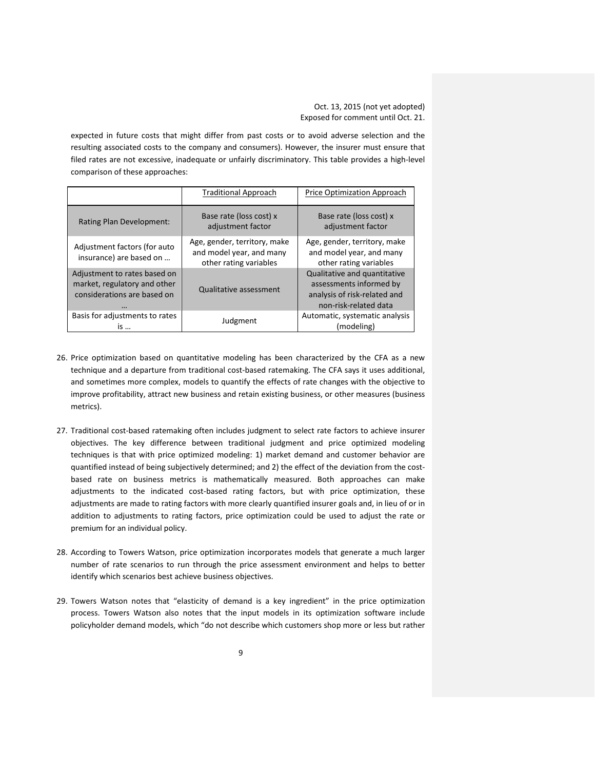expected in future costs that might differ from past costs or to avoid adverse selection and the resulting associated costs to the company and consumers). However, the insurer must ensure that filed rates are not excessive, inadequate or unfairly discriminatory. This table provides a high-level comparison of these approaches:

| | Traditional Approach | Price Optimization Approach |
|---|---|---|
| Rating Plan Development: | Base rate (loss cost) x adjustment factor | Base rate (loss cost) x adjustment factor |
| Adjustment factors (for auto insurance) are based on … | Age, gender, territory, make and model year, and many other rating variables | Age, gender, territory, make and model year, and many other rating variables |
| Adjustment to rates based on market, regulatory and other considerations are based on … | Qualitative assessment | Qualitative and quantitative assessments informed by analysis of risk-related and non-risk-related data |
| Basis for adjustments to rates is … | Judgment | Automatic, systematic analysis (modeling) |

26. Price optimization based on quantitative modeling has been characterized by the CFA as a new technique and a departure from traditional cost-based ratemaking. The CFA says it uses additional, and sometimes more complex, models to quantify the effects of rate changes with the objective to improve profitability, attract new business and retain existing business, or other measures (business metrics).

27. Traditional cost-based ratemaking often includes judgment to select rate factors to achieve insurer objectives. The key difference between traditional judgment and price optimized modeling techniques is that with price optimized modeling: 1) market demand and customer behavior are quantified instead of being subjectively determined; and 2) the effect of the deviation from the cost-based rate on business metrics is mathematically measured. Both approaches can make adjustments to the indicated cost-based rating factors, but with price optimization, these adjustments are made to rating factors with more clearly quantified insurer goals and, in lieu of or in addition to adjustments to rating factors, price optimization could be used to adjust the rate or premium for an individual policy.

28. According to Towers Watson, price optimization incorporates models that generate a much larger number of rate scenarios to run through the price assessment environment and helps to better identify which scenarios best achieve business objectives.

29. Towers Watson notes that "elasticity of demand is a key ingredient" in the price optimization process. Towers Watson also notes that the input models in its optimization software include policyholder demand models, which "do not describe which customers shop more or less but rather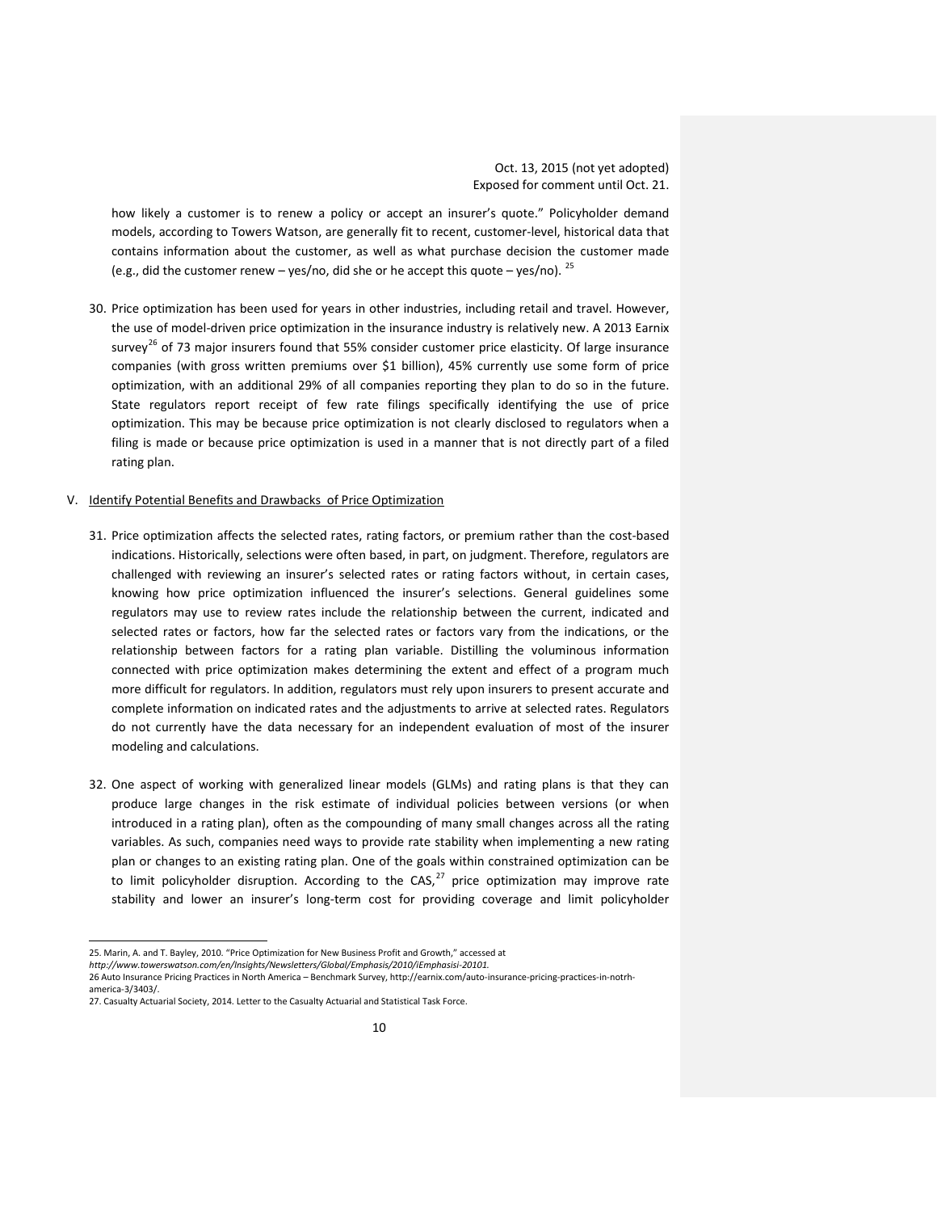how likely a customer is to renew a policy or accept an insurer's quote." Policyholder demand models, according to Towers Watson, are generally fit to recent, customer-level, historical data that contains information about the customer, as well as what purchase decision the customer made (e.g., did the customer renew – yes/no, did she or he accept this quote – yes/no). [25]

30. Price optimization has been used for years in other industries, including retail and travel. However, the use of model-driven price optimization in the insurance industry is relatively new. A 2013 Earnix survey[26] of 73 major insurers found that 55% consider customer price elasticity. Of large insurance companies (with gross written premiums over $1 billion), 45% currently use some form of price optimization, with an additional 29% of all companies reporting they plan to do so in the future. State regulators report receipt of few rate filings specifically identifying the use of price optimization. This may be because price optimization is not clearly disclosed to regulators when a filing is made or because price optimization is used in a manner that is not directly part of a filed rating plan.

V. Identify Potential Benefits and Drawbacks of Price Optimization

31. Price optimization affects the selected rates, rating factors, or premium rather than the cost-based indications. Historically, selections were often based, in part, on judgment. Therefore, regulators are challenged with reviewing an insurer's selected rates or rating factors without, in certain cases, knowing how price optimization influenced the insurer's selections. General guidelines some regulators may use to review rates include the relationship between the current, indicated and selected rates or factors, how far the selected rates or factors vary from the indications, or the relationship between factors for a rating plan variable. Distilling the voluminous information connected with price optimization makes determining the extent and effect of a program much more difficult for regulators. In addition, regulators must rely upon insurers to present accurate and complete information on indicated rates and the adjustments to arrive at selected rates. Regulators do not currently have the data necessary for an independent evaluation of most of the insurer modeling and calculations.

32. One aspect of working with generalized linear models (GLMs) and rating plans is that they can produce large changes in the risk estimate of individual policies between versions (or when introduced in a rating plan), often as the compounding of many small changes across all the rating variables. As such, companies need ways to provide rate stability when implementing a new rating plan or changes to an existing rating plan. One of the goals within constrained optimization can be to limit policyholder disruption. According to the CAS,[27] price optimization may improve rate stability and lower an insurer's long-term cost for providing coverage and limit policyholder

25. Marin, A. and T. Bayley, 2010. "Price Optimization for New Business Profit and Growth," accessed at *http://www.towerswatson.com/en/Insights/Newsletters/Global/Emphasis/2010/iEmphasisi-20101.*
26 Auto Insurance Pricing Practices in North America – Benchmark Survey, http://earnix.com/auto-insurance-pricing-practices-in-notrh-america-3/3403/.
27. Casualty Actuarial Society, 2014. Letter to the Casualty Actuarial and Statistical Task Force.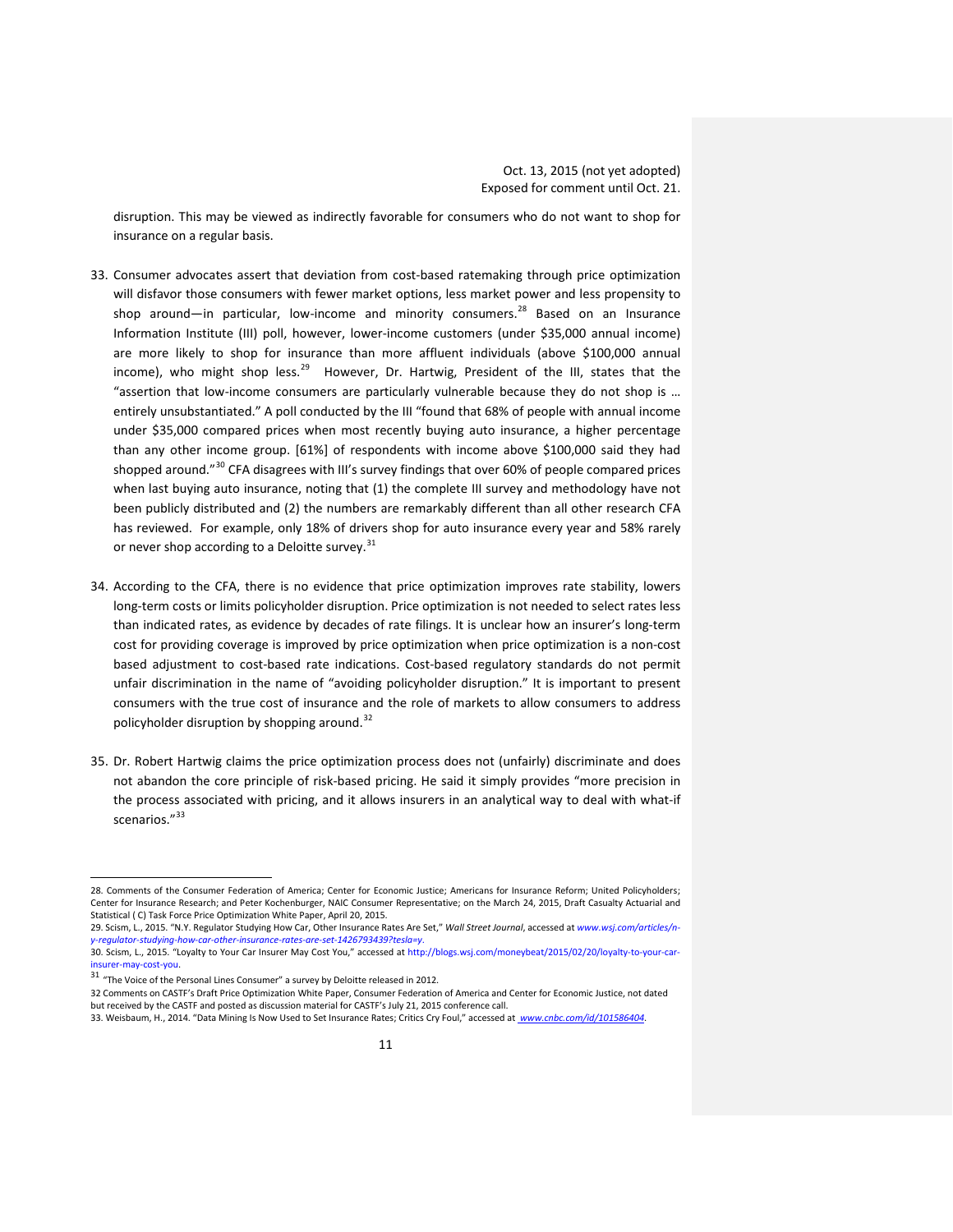disruption. This may be viewed as indirectly favorable for consumers who do not want to shop for insurance on a regular basis.

33. Consumer advocates assert that deviation from cost-based ratemaking through price optimization will disfavor those consumers with fewer market options, less market power and less propensity to shop around—in particular, low-income and minority consumers.[28] Based on an Insurance Information Institute (III) poll, however, lower-income customers (under $35,000 annual income) are more likely to shop for insurance than more affluent individuals (above $100,000 annual income), who might shop less.[29] However, Dr. Hartwig, President of the III, states that the "assertion that low-income consumers are particularly vulnerable because they do not shop is … entirely unsubstantiated." A poll conducted by the III "found that 68% of people with annual income under $35,000 compared prices when most recently buying auto insurance, a higher percentage than any other income group. [61%] of respondents with income above $100,000 said they had shopped around."[30] CFA disagrees with III's survey findings that over 60% of people compared prices when last buying auto insurance, noting that (1) the complete III survey and methodology have not been publicly distributed and (2) the numbers are remarkably different than all other research CFA has reviewed. For example, only 18% of drivers shop for auto insurance every year and 58% rarely or never shop according to a Deloitte survey.[31]

34. According to the CFA, there is no evidence that price optimization improves rate stability, lowers long-term costs or limits policyholder disruption. Price optimization is not needed to select rates less than indicated rates, as evidence by decades of rate filings. It is unclear how an insurer's long-term cost for providing coverage is improved by price optimization when price optimization is a non-cost based adjustment to cost-based rate indications. Cost-based regulatory standards do not permit unfair discrimination in the name of "avoiding policyholder disruption." It is important to present consumers with the true cost of insurance and the role of markets to allow consumers to address policyholder disruption by shopping around.[32]

35. Dr. Robert Hartwig claims the price optimization process does not (unfairly) discriminate and does not abandon the core principle of risk-based pricing. He said it simply provides "more precision in the process associated with pricing, and it allows insurers in an analytical way to deal with what-if scenarios."[33]

---

28. Comments of the Consumer Federation of America; Center for Economic Justice; Americans for Insurance Reform; United Policyholders; Center for Insurance Research; and Peter Kochenburger, NAIC Consumer Representative; on the March 24, 2015, Draft Casualty Actuarial and Statistical ( C) Task Force Price Optimization White Paper, April 20, 2015.

29. Scism, L., 2015. "N.Y. Regulator Studying How Car, Other Insurance Rates Are Set," *Wall Street Journal*, accessed at *www.wsj.com/articles/n-y-regulator-studying-how-car-other-insurance-rates-are-set-1426793439?tesla=y*.

30. Scism, L., 2015. "Loyalty to Your Car Insurer May Cost You," accessed at http://blogs.wsj.com/moneybeat/2015/02/20/loyalty-to-your-car-insurer-may-cost-you.

31 "The Voice of the Personal Lines Consumer" a survey by Deloitte released in 2012.

32 Comments on CASTF's Draft Price Optimization White Paper, Consumer Federation of America and Center for Economic Justice, not dated but received by the CASTF and posted as discussion material for CASTF's July 21, 2015 conference call.

33. Weisbaum, H., 2014. "Data Mining Is Now Used to Set Insurance Rates; Critics Cry Foul," accessed at *www.cnbc.com/id/101586404*.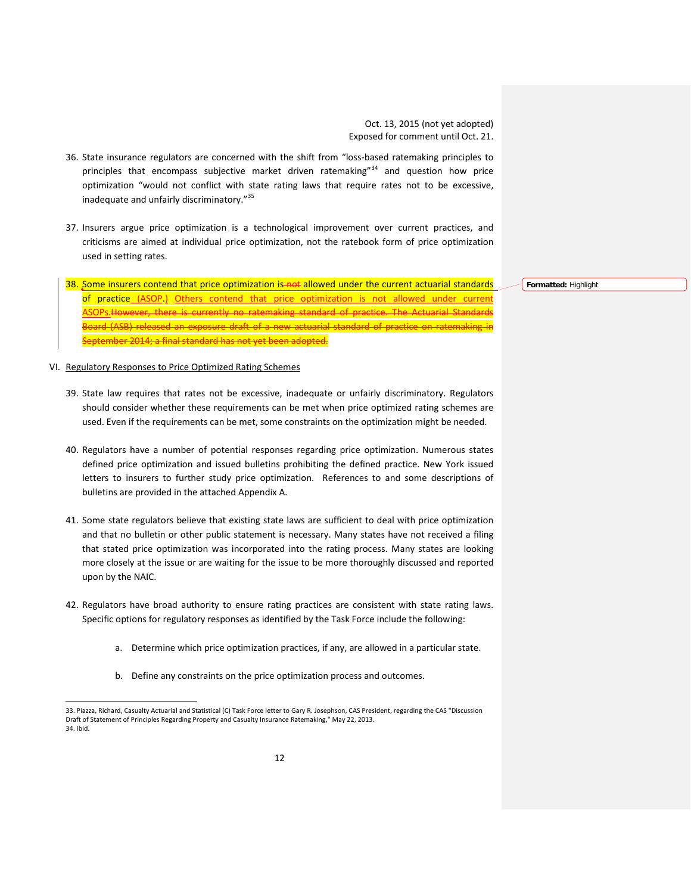Oct. 13, 2015 (not yet adopted)
Exposed for comment until Oct. 21.

36. State insurance regulators are concerned with the shift from "loss-based ratemaking principles to principles that encompass subjective market driven ratemaking"[34] and question how price optimization "would not conflict with state rating laws that require rates not to be excessive, inadequate and unfairly discriminatory."[35]

37. Insurers argue price optimization is a technological improvement over current practices, and criticisms are aimed at individual price optimization, not the ratebook form of price optimization used in setting rates.

38. Some insurers contend that price optimization is ~~not~~ allowed under the current actuarial standards of practice (ASOP.) Others contend that price optimization is not allowed under current ASOPs.~~However, there is currently no ratemaking standard of practice. The Actuarial Standards Board (ASB) released an exposure draft of a new actuarial standard of practice on ratemaking in September 2014; a final standard has not yet been adopted.~~

VI. Regulatory Responses to Price Optimized Rating Schemes

39. State law requires that rates not be excessive, inadequate or unfairly discriminatory. Regulators should consider whether these requirements can be met when price optimized rating schemes are used. Even if the requirements can be met, some constraints on the optimization might be needed.

40. Regulators have a number of potential responses regarding price optimization. Numerous states defined price optimization and issued bulletins prohibiting the defined practice. New York issued letters to insurers to further study price optimization. References to and some descriptions of bulletins are provided in the attached Appendix A.

41. Some state regulators believe that existing state laws are sufficient to deal with price optimization and that no bulletin or other public statement is necessary. Many states have not received a filing that stated price optimization was incorporated into the rating process. Many states are looking more closely at the issue or are waiting for the issue to be more thoroughly discussed and reported upon by the NAIC.

42. Regulators have broad authority to ensure rating practices are consistent with state rating laws. Specific options for regulatory responses as identified by the Task Force include the following:

    a. Determine which price optimization practices, if any, are allowed in a particular state.

    b. Define any constraints on the price optimization process and outcomes.

33. Piazza, Richard, Casualty Actuarial and Statistical (C) Task Force letter to Gary R. Josephson, CAS President, regarding the CAS "Discussion Draft of Statement of Principles Regarding Property and Casualty Insurance Ratemaking," May 22, 2013.
34. Ibid.

Formatted: Highlight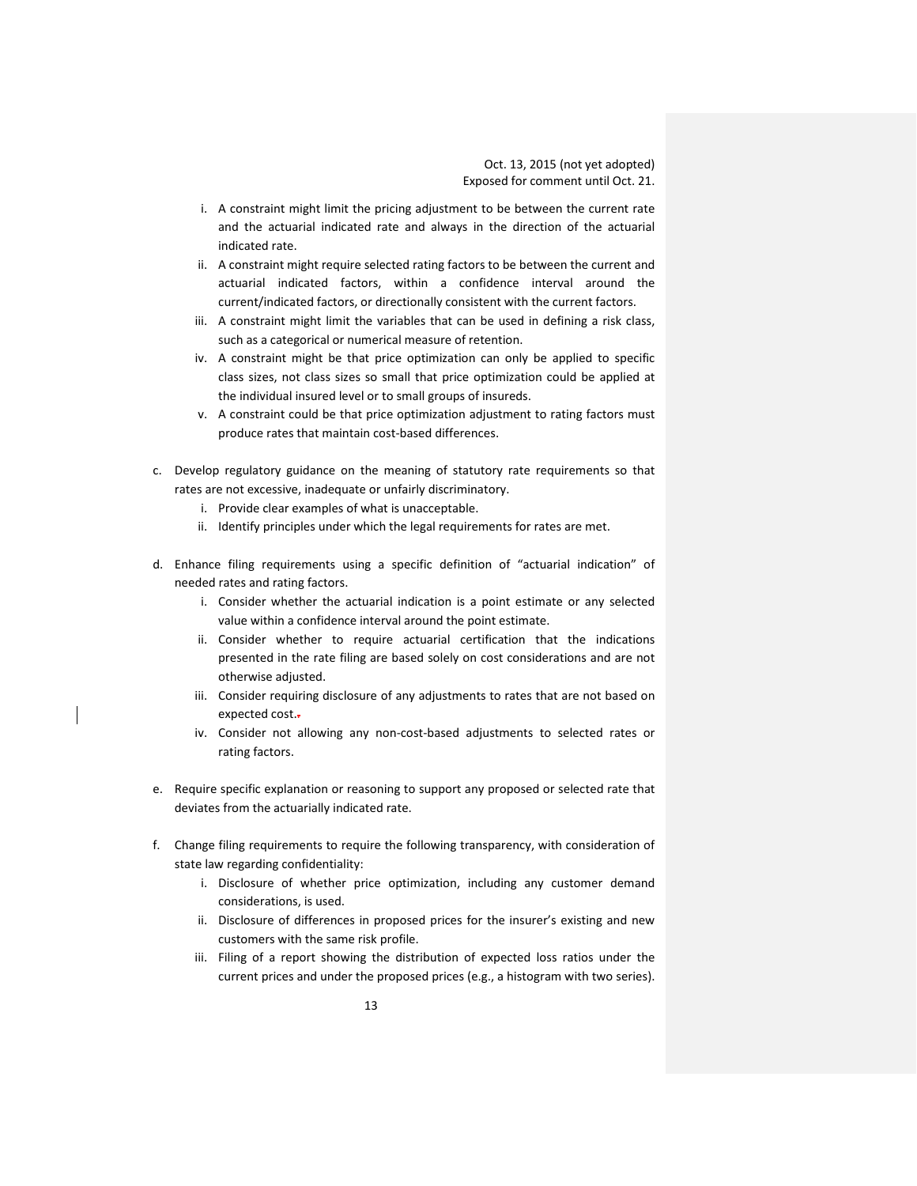Oct. 13, 2015 (not yet adopted)
Exposed for comment until Oct. 21.

i. A constraint might limit the pricing adjustment to be between the current rate and the actuarial indicated rate and always in the direction of the actuarial indicated rate.
ii. A constraint might require selected rating factors to be between the current and actuarial indicated factors, within a confidence interval around the current/indicated factors, or directionally consistent with the current factors.
iii. A constraint might limit the variables that can be used in defining a risk class, such as a categorical or numerical measure of retention.
iv. A constraint might be that price optimization can only be applied to specific class sizes, not class sizes so small that price optimization could be applied at the individual insured level or to small groups of insureds.
v. A constraint could be that price optimization adjustment to rating factors must produce rates that maintain cost-based differences.

c. Develop regulatory guidance on the meaning of statutory rate requirements so that rates are not excessive, inadequate or unfairly discriminatory.
   i. Provide clear examples of what is unacceptable.
   ii. Identify principles under which the legal requirements for rates are met.

d. Enhance filing requirements using a specific definition of "actuarial indication" of needed rates and rating factors.
   i. Consider whether the actuarial indication is a point estimate or any selected value within a confidence interval around the point estimate.
   ii. Consider whether to require actuarial certification that the indications presented in the rate filing are based solely on cost considerations and are not otherwise adjusted.
   iii. Consider requiring disclosure of any adjustments to rates that are not based on expected cost.
   iv. Consider not allowing any non-cost-based adjustments to selected rates or rating factors.

e. Require specific explanation or reasoning to support any proposed or selected rate that deviates from the actuarially indicated rate.

f. Change filing requirements to require the following transparency, with consideration of state law regarding confidentiality:
   i. Disclosure of whether price optimization, including any customer demand considerations, is used.
   ii. Disclosure of differences in proposed prices for the insurer's existing and new customers with the same risk profile.
   iii. Filing of a report showing the distribution of expected loss ratios under the current prices and under the proposed prices (e.g., a histogram with two series).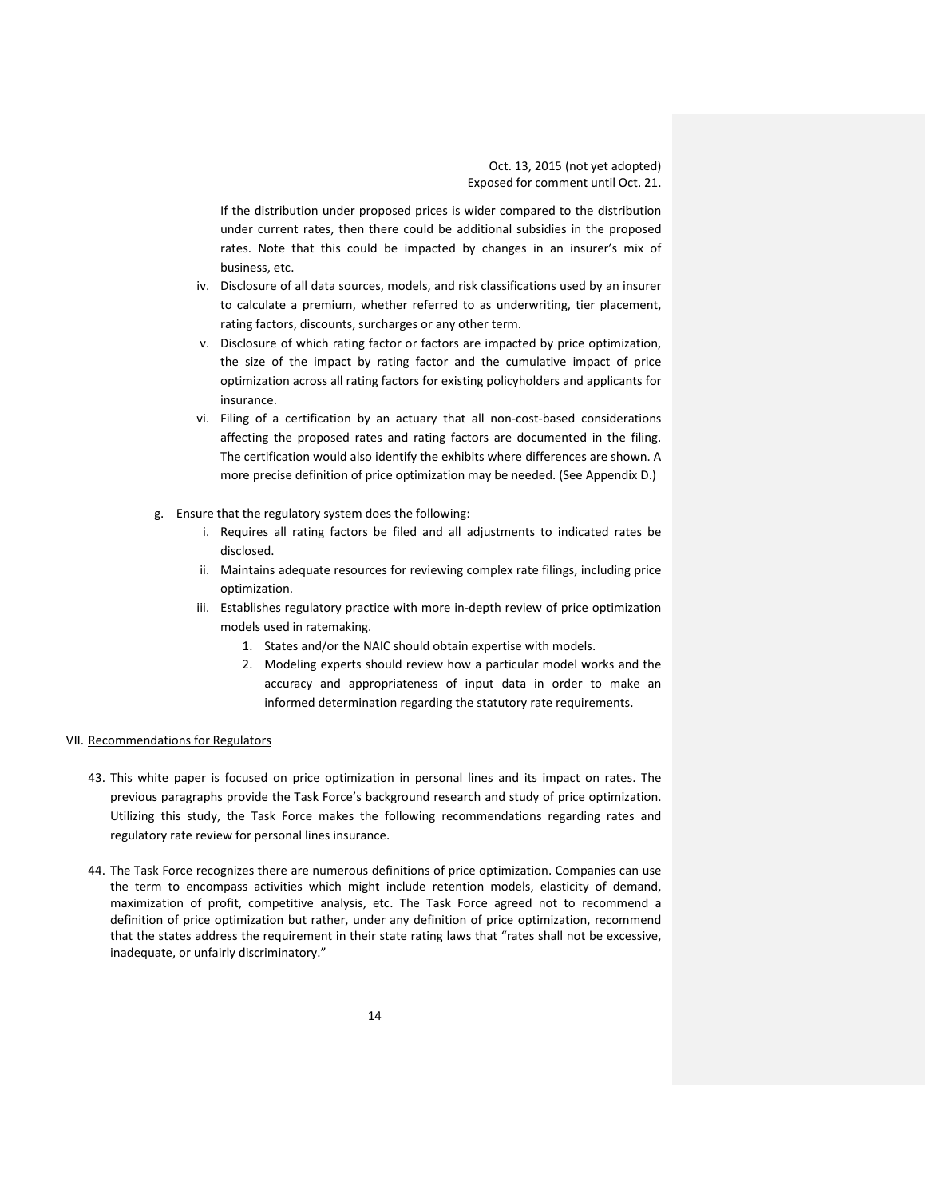If the distribution under proposed prices is wider compared to the distribution under current rates, then there could be additional subsidies in the proposed rates. Note that this could be impacted by changes in an insurer's mix of business, etc.

iv. Disclosure of all data sources, models, and risk classifications used by an insurer to calculate a premium, whether referred to as underwriting, tier placement, rating factors, discounts, surcharges or any other term.

v. Disclosure of which rating factor or factors are impacted by price optimization, the size of the impact by rating factor and the cumulative impact of price optimization across all rating factors for existing policyholders and applicants for insurance.

vi. Filing of a certification by an actuary that all non-cost-based considerations affecting the proposed rates and rating factors are documented in the filing. The certification would also identify the exhibits where differences are shown. A more precise definition of price optimization may be needed. (See Appendix D.)

g. Ensure that the regulatory system does the following:

   i. Requires all rating factors be filed and all adjustments to indicated rates be disclosed.

   ii. Maintains adequate resources for reviewing complex rate filings, including price optimization.

   iii. Establishes regulatory practice with more in-depth review of price optimization models used in ratemaking.

      1. States and/or the NAIC should obtain expertise with models.
      2. Modeling experts should review how a particular model works and the accuracy and appropriateness of input data in order to make an informed determination regarding the statutory rate requirements.

## VII. Recommendations for Regulators

43. This white paper is focused on price optimization in personal lines and its impact on rates. The previous paragraphs provide the Task Force's background research and study of price optimization. Utilizing this study, the Task Force makes the following recommendations regarding rates and regulatory rate review for personal lines insurance.

44. The Task Force recognizes there are numerous definitions of price optimization. Companies can use the term to encompass activities which might include retention models, elasticity of demand, maximization of profit, competitive analysis, etc. The Task Force agreed not to recommend a definition of price optimization but rather, under any definition of price optimization, recommend that the states address the requirement in their state rating laws that "rates shall not be excessive, inadequate, or unfairly discriminatory."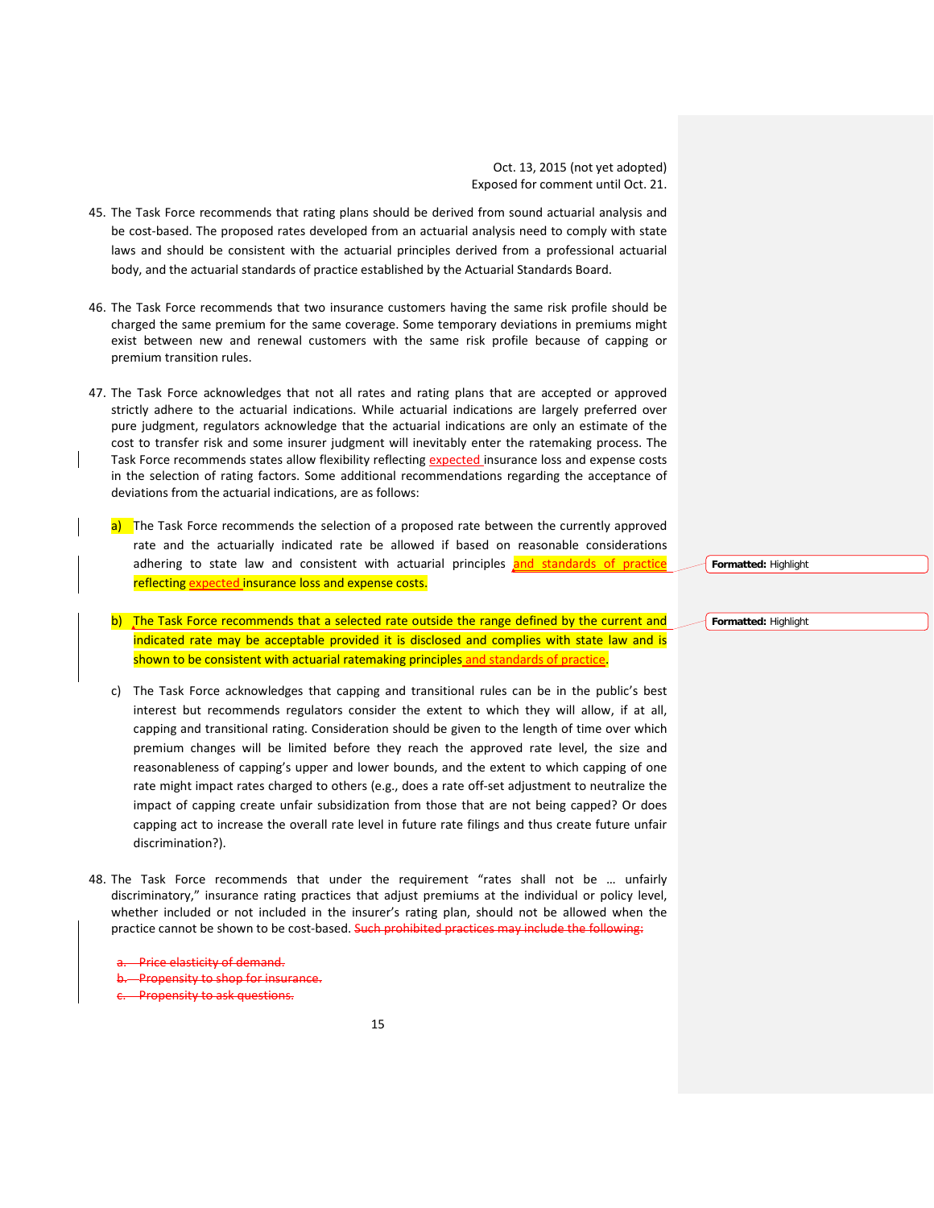Oct. 13, 2015 (not yet adopted)
Exposed for comment until Oct. 21.

45. The Task Force recommends that rating plans should be derived from sound actuarial analysis and be cost-based. The proposed rates developed from an actuarial analysis need to comply with state laws and should be consistent with the actuarial principles derived from a professional actuarial body, and the actuarial standards of practice established by the Actuarial Standards Board.

46. The Task Force recommends that two insurance customers having the same risk profile should be charged the same premium for the same coverage. Some temporary deviations in premiums might exist between new and renewal customers with the same risk profile because of capping or premium transition rules.

47. The Task Force acknowledges that not all rates and rating plans that are accepted or approved strictly adhere to the actuarial indications. While actuarial indications are largely preferred over pure judgment, regulators acknowledge that the actuarial indications are only an estimate of the cost to transfer risk and some insurer judgment will inevitably enter the ratemaking process. The Task Force recommends states allow flexibility reflecting expected insurance loss and expense costs in the selection of rating factors. Some additional recommendations regarding the acceptance of deviations from the actuarial indications, are as follows:

    a) The Task Force recommends the selection of a proposed rate between the currently approved rate and the actuarially indicated rate be allowed if based on reasonable considerations adhering to state law and consistent with actuarial principles and standards of practice reflecting expected insurance loss and expense costs.

    b) The Task Force recommends that a selected rate outside the range defined by the current and indicated rate may be acceptable provided it is disclosed and complies with state law and is shown to be consistent with actuarial ratemaking principles and standards of practice.

    c) The Task Force acknowledges that capping and transitional rules can be in the public's best interest but recommends regulators consider the extent to which they will allow, if at all, capping and transitional rating. Consideration should be given to the length of time over which premium changes will be limited before they reach the approved rate level, the size and reasonableness of capping's upper and lower bounds, and the extent to which capping of one rate might impact rates charged to others (e.g., does a rate off-set adjustment to neutralize the impact of capping create unfair subsidization from those that are not being capped? Or does capping act to increase the overall rate level in future rate filings and thus create future unfair discrimination?).

48. The Task Force recommends that under the requirement "rates shall not be … unfairly discriminatory," insurance rating practices that adjust premiums at the individual or policy level, whether included or not included in the insurer's rating plan, should not be allowed when the practice cannot be shown to be cost-based. ~~Such prohibited practices may include the following:~~

    ~~a. Price elasticity of demand.~~
    ~~b. Propensity to shop for insurance.~~
    ~~c. Propensity to ask questions.~~

Formatted: Highlight

Formatted: Highlight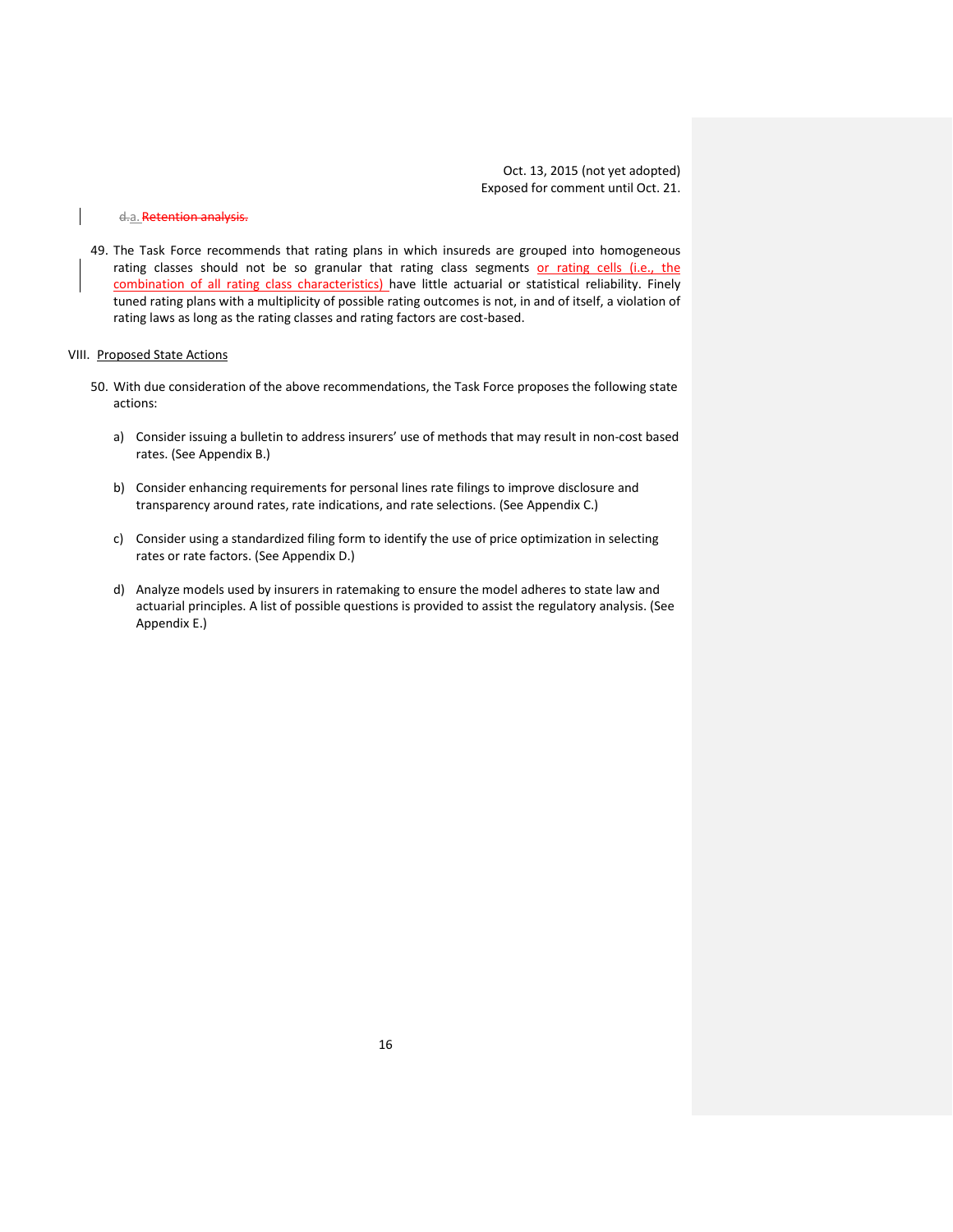Oct. 13, 2015 (not yet adopted)
Exposed for comment until Oct. 21.

~~d.~~a. ~~Retention analysis.~~

49. The Task Force recommends that rating plans in which insureds are grouped into homogeneous rating classes should not be so granular that rating class segments or rating cells (i.e., the combination of all rating class characteristics) have little actuarial or statistical reliability. Finely tuned rating plans with a multiplicity of possible rating outcomes is not, in and of itself, a violation of rating laws as long as the rating classes and rating factors are cost-based.

VIII. Proposed State Actions

50. With due consideration of the above recommendations, the Task Force proposes the following state actions:

    a) Consider issuing a bulletin to address insurers' use of methods that may result in non-cost based rates. (See Appendix B.)

    b) Consider enhancing requirements for personal lines rate filings to improve disclosure and transparency around rates, rate indications, and rate selections. (See Appendix C.)

    c) Consider using a standardized filing form to identify the use of price optimization in selecting rates or rate factors. (See Appendix D.)

    d) Analyze models used by insurers in ratemaking to ensure the model adheres to state law and actuarial principles. A list of possible questions is provided to assist the regulatory analysis. (See Appendix E.)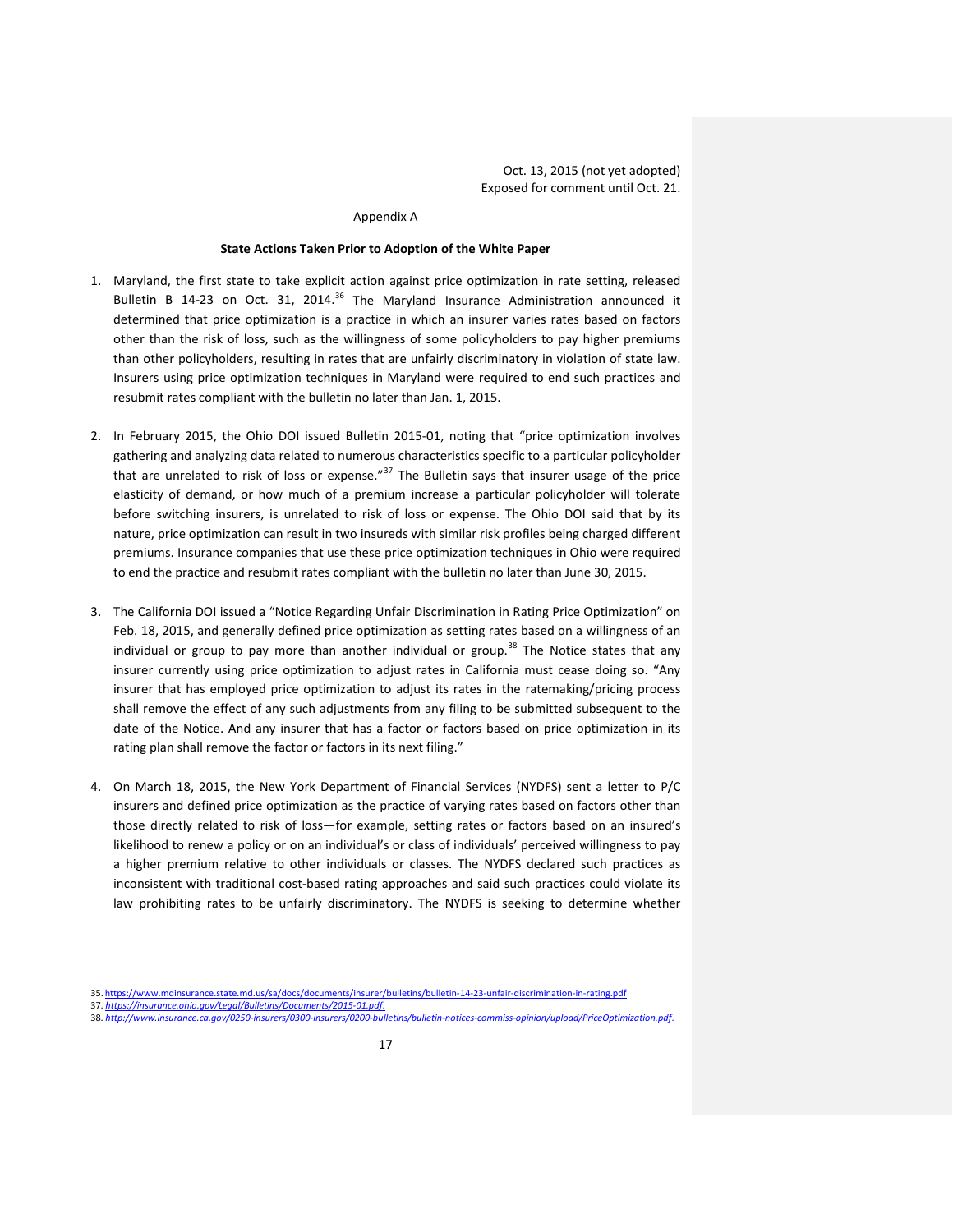Oct. 13, 2015 (not yet adopted)
Exposed for comment until Oct. 21.

Appendix A

**State Actions Taken Prior to Adoption of the White Paper**

1. Maryland, the first state to take explicit action against price optimization in rate setting, released Bulletin B 14-23 on Oct. 31, 2014.[36] The Maryland Insurance Administration announced it determined that price optimization is a practice in which an insurer varies rates based on factors other than the risk of loss, such as the willingness of some policyholders to pay higher premiums than other policyholders, resulting in rates that are unfairly discriminatory in violation of state law. Insurers using price optimization techniques in Maryland were required to end such practices and resubmit rates compliant with the bulletin no later than Jan. 1, 2015.

2. In February 2015, the Ohio DOI issued Bulletin 2015-01, noting that "price optimization involves gathering and analyzing data related to numerous characteristics specific to a particular policyholder that are unrelated to risk of loss or expense."[37] The Bulletin says that insurer usage of the price elasticity of demand, or how much of a premium increase a particular policyholder will tolerate before switching insurers, is unrelated to risk of loss or expense. The Ohio DOI said that by its nature, price optimization can result in two insureds with similar risk profiles being charged different premiums. Insurance companies that use these price optimization techniques in Ohio were required to end the practice and resubmit rates compliant with the bulletin no later than June 30, 2015.

3. The California DOI issued a "Notice Regarding Unfair Discrimination in Rating Price Optimization" on Feb. 18, 2015, and generally defined price optimization as setting rates based on a willingness of an individual or group to pay more than another individual or group.[38] The Notice states that any insurer currently using price optimization to adjust rates in California must cease doing so. "Any insurer that has employed price optimization to adjust its rates in the ratemaking/pricing process shall remove the effect of any such adjustments from any filing to be submitted subsequent to the date of the Notice. And any insurer that has a factor or factors based on price optimization in its rating plan shall remove the factor or factors in its next filing."

4. On March 18, 2015, the New York Department of Financial Services (NYDFS) sent a letter to P/C insurers and defined price optimization as the practice of varying rates based on factors other than those directly related to risk of loss—for example, setting rates or factors based on an insured's likelihood to renew a policy or on an individual's or class of individuals' perceived willingness to pay a higher premium relative to other individuals or classes. The NYDFS declared such practices as inconsistent with traditional cost-based rating approaches and said such practices could violate its law prohibiting rates to be unfairly discriminatory. The NYDFS is seeking to determine whether

35. https://www.mdinsurance.state.md.us/sa/docs/documents/insurer/bulletins/bulletin-14-23-unfair-discrimination-in-rating.pdf
37. *https://insurance.ohio.gov/Legal/Bulletins/Documents/2015-01.pdf*
38. *http://www.insurance.ca.gov/0250-insurers/0300-insurers/0200-bulletins/bulletin-notices-commiss-opinion/upload/PriceOptimization.pdf*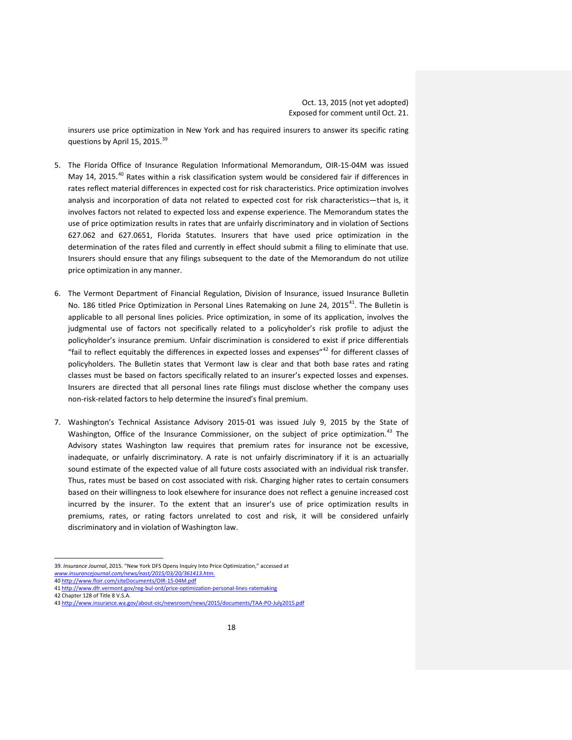insurers use price optimization in New York and has required insurers to answer its specific rating questions by April 15, 2015.[39]

5. The Florida Office of Insurance Regulation Informational Memorandum, OIR-15-04M was issued May 14, 2015.[40] Rates within a risk classification system would be considered fair if differences in rates reflect material differences in expected cost for risk characteristics. Price optimization involves analysis and incorporation of data not related to expected cost for risk characteristics—that is, it involves factors not related to expected loss and expense experience. The Memorandum states the use of price optimization results in rates that are unfairly discriminatory and in violation of Sections 627.062 and 627.0651, Florida Statutes. Insurers that have used price optimization in the determination of the rates filed and currently in effect should submit a filing to eliminate that use. Insurers should ensure that any filings subsequent to the date of the Memorandum do not utilize price optimization in any manner.

6. The Vermont Department of Financial Regulation, Division of Insurance, issued Insurance Bulletin No. 186 titled Price Optimization in Personal Lines Ratemaking on June 24, 2015[41]. The Bulletin is applicable to all personal lines policies. Price optimization, in some of its application, involves the judgmental use of factors not specifically related to a policyholder's risk profile to adjust the policyholder's insurance premium. Unfair discrimination is considered to exist if price differentials "fail to reflect equitably the differences in expected losses and expenses"[42] for different classes of policyholders. The Bulletin states that Vermont law is clear and that both base rates and rating classes must be based on factors specifically related to an insurer's expected losses and expenses. Insurers are directed that all personal lines rate filings must disclose whether the company uses non-risk-related factors to help determine the insured's final premium.

7. Washington's Technical Assistance Advisory 2015-01 was issued July 9, 2015 by the State of Washington, Office of the Insurance Commissioner, on the subject of price optimization.[43] The Advisory states Washington law requires that premium rates for insurance not be excessive, inadequate, or unfairly discriminatory. A rate is not unfairly discriminatory if it is an actuarially sound estimate of the expected value of all future costs associated with an individual risk transfer. Thus, rates must be based on cost associated with risk. Charging higher rates to certain consumers based on their willingness to look elsewhere for insurance does not reflect a genuine increased cost incurred by the insurer. To the extent that an insurer's use of price optimization results in premiums, rates, or rating factors unrelated to cost and risk, it will be considered unfairly discriminatory and in violation of Washington law.

---

39. *Insurance Journal*, 2015. "New York DFS Opens Inquiry Into Price Optimization," accessed at *www.insurancejournal.com/news/east/2015/03/20/361413.htm.*

40 http://www.floir.com/siteDocuments/OIR-15-04M.pdf

41 http://www.dfr.vermont.gov/reg-bul-ord/price-optimization-personal-lines-ratemaking

42 Chapter 128 of Title 8 V.S.A.

43 http://www.insurance.wa.gov/about-oic/newsroom/news/2015/documents/TAA-PO-July2015.pdf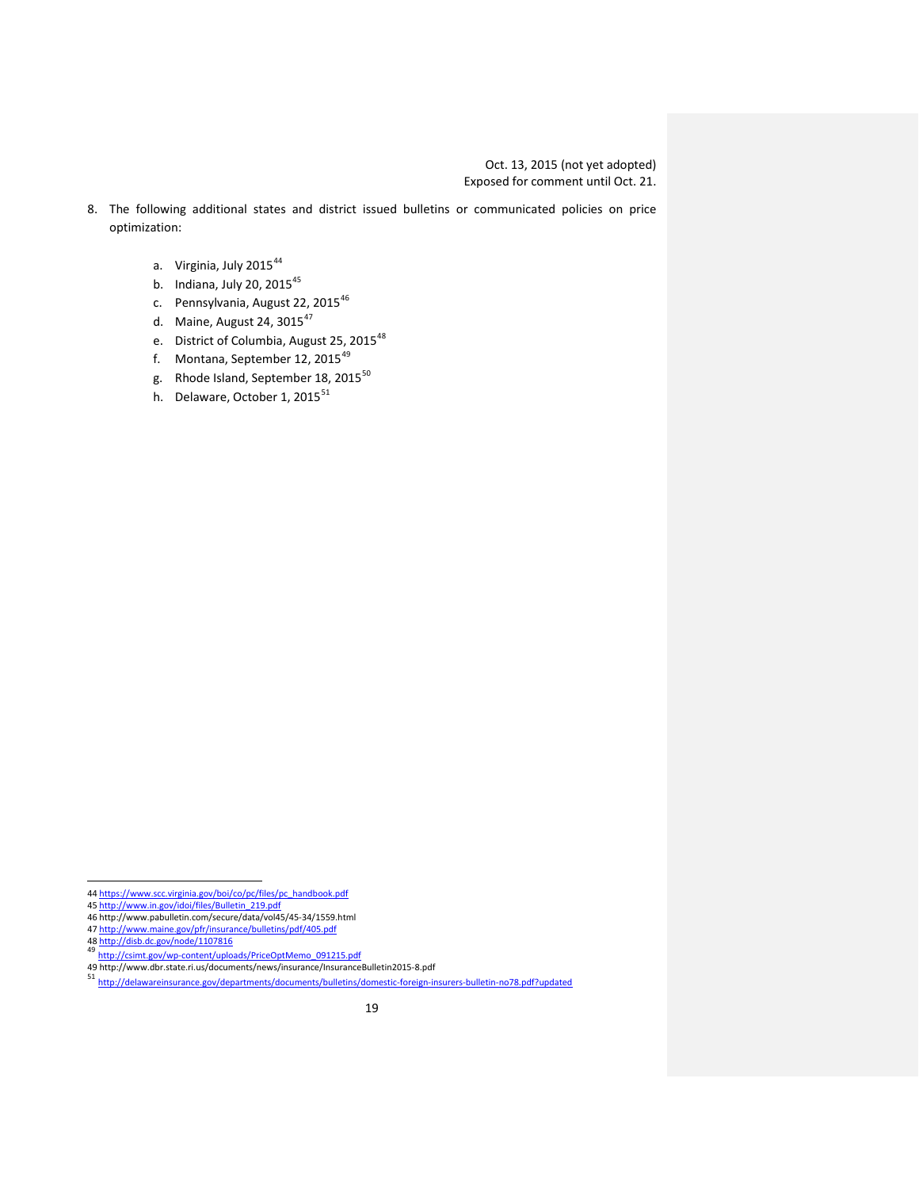Oct. 13, 2015 (not yet adopted)
Exposed for comment until Oct. 21.

8. The following additional states and district issued bulletins or communicated policies on price optimization:

    a. Virginia, July 2015[44]
    b. Indiana, July 20, 2015[45]
    c. Pennsylvania, August 22, 2015[46]
    d. Maine, August 24, 3015[47]
    e. District of Columbia, August 25, 2015[48]
    f. Montana, September 12, 2015[49]
    g. Rhode Island, September 18, 2015[50]
    h. Delaware, October 1, 2015[51]

---

44 https://www.scc.virginia.gov/boi/co/pc/files/pc_handbook.pdf
45 http://www.in.gov/idoi/files/Bulletin_219.pdf
46 http://www.pabulletin.com/secure/data/vol45/45-34/1559.html
47 http://www.maine.gov/pfr/insurance/bulletins/pdf/405.pdf
48 http://disb.dc.gov/node/1107816
49 http://csimt.gov/wp-content/uploads/PriceOptMemo_091215.pdf
49 http://www.dbr.state.ri.us/documents/news/insurance/InsuranceBulletin2015-8.pdf
51 http://delawareinsurance.gov/departments/documents/bulletins/domestic-foreign-insurers-bulletin-no78.pdf?updated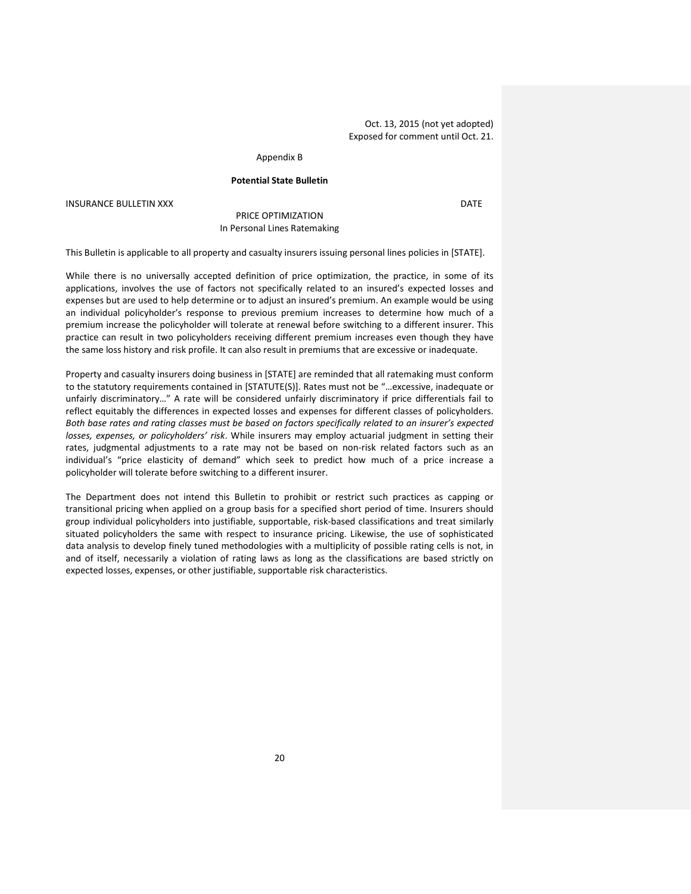Oct. 13, 2015 (not yet adopted)
Exposed for comment until Oct. 21.

Appendix B

**Potential State Bulletin**

INSURANCE BULLETIN XXX DATE

PRICE OPTIMIZATION
In Personal Lines Ratemaking

This Bulletin is applicable to all property and casualty insurers issuing personal lines policies in [STATE].

While there is no universally accepted definition of price optimization, the practice, in some of its applications, involves the use of factors not specifically related to an insured's expected losses and expenses but are used to help determine or to adjust an insured's premium. An example would be using an individual policyholder's response to previous premium increases to determine how much of a premium increase the policyholder will tolerate at renewal before switching to a different insurer. This practice can result in two policyholders receiving different premium increases even though they have the same loss history and risk profile. It can also result in premiums that are excessive or inadequate.

Property and casualty insurers doing business in [STATE] are reminded that all ratemaking must conform to the statutory requirements contained in [STATUTE(S)]. Rates must not be "…excessive, inadequate or unfairly discriminatory…" A rate will be considered unfairly discriminatory if price differentials fail to reflect equitably the differences in expected losses and expenses for different classes of policyholders. *Both base rates and rating classes must be based on factors specifically related to an insurer's expected losses, expenses, or policyholders' risk*. While insurers may employ actuarial judgment in setting their rates, judgmental adjustments to a rate may not be based on non-risk related factors such as an individual's "price elasticity of demand" which seek to predict how much of a price increase a policyholder will tolerate before switching to a different insurer.

The Department does not intend this Bulletin to prohibit or restrict such practices as capping or transitional pricing when applied on a group basis for a specified short period of time. Insurers should group individual policyholders into justifiable, supportable, risk-based classifications and treat similarly situated policyholders the same with respect to insurance pricing. Likewise, the use of sophisticated data analysis to develop finely tuned methodologies with a multiplicity of possible rating cells is not, in and of itself, necessarily a violation of rating laws as long as the classifications are based strictly on expected losses, expenses, or other justifiable, supportable risk characteristics.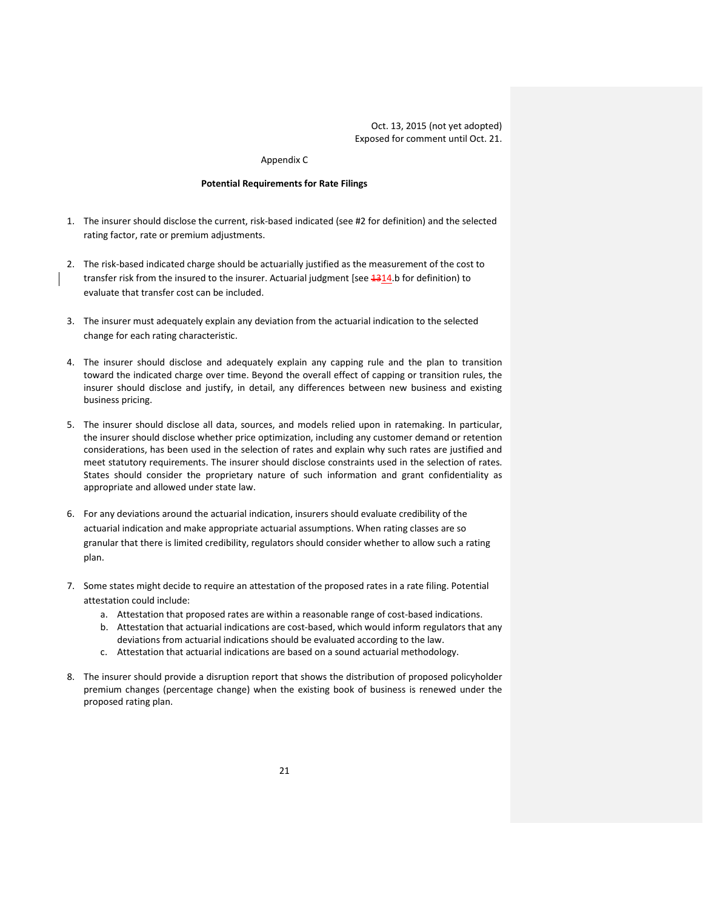Oct. 13, 2015 (not yet adopted)
Exposed for comment until Oct. 21.

Appendix C

**Potential Requirements for Rate Filings**

1. The insurer should disclose the current, risk-based indicated (see #2 for definition) and the selected rating factor, rate or premium adjustments.

2. The risk-based indicated charge should be actuarially justified as the measurement of the cost to transfer risk from the insured to the insurer. Actuarial judgment [see ~~13~~14.b for definition) to evaluate that transfer cost can be included.

3. The insurer must adequately explain any deviation from the actuarial indication to the selected change for each rating characteristic.

4. The insurer should disclose and adequately explain any capping rule and the plan to transition toward the indicated charge over time. Beyond the overall effect of capping or transition rules, the insurer should disclose and justify, in detail, any differences between new business and existing business pricing.

5. The insurer should disclose all data, sources, and models relied upon in ratemaking. In particular, the insurer should disclose whether price optimization, including any customer demand or retention considerations, has been used in the selection of rates and explain why such rates are justified and meet statutory requirements. The insurer should disclose constraints used in the selection of rates. States should consider the proprietary nature of such information and grant confidentiality as appropriate and allowed under state law.

6. For any deviations around the actuarial indication, insurers should evaluate credibility of the actuarial indication and make appropriate actuarial assumptions. When rating classes are so granular that there is limited credibility, regulators should consider whether to allow such a rating plan.

7. Some states might decide to require an attestation of the proposed rates in a rate filing. Potential attestation could include:
   a. Attestation that proposed rates are within a reasonable range of cost-based indications.
   b. Attestation that actuarial indications are cost-based, which would inform regulators that any deviations from actuarial indications should be evaluated according to the law.
   c. Attestation that actuarial indications are based on a sound actuarial methodology.

8. The insurer should provide a disruption report that shows the distribution of proposed policyholder premium changes (percentage change) when the existing book of business is renewed under the proposed rating plan.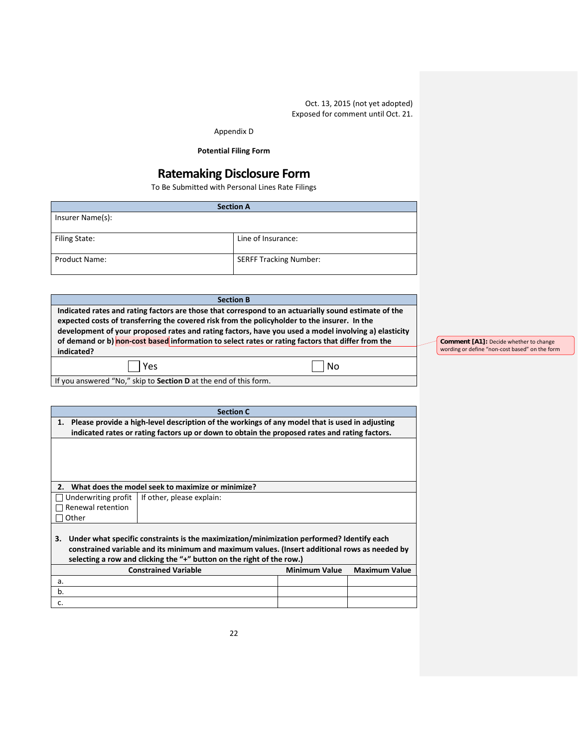Oct. 13, 2015 (not yet adopted)
Exposed for comment until Oct. 21.

Appendix D

**Potential Filing Form**

# Ratemaking Disclosure Form

To Be Submitted with Personal Lines Rate Filings

| Section A | |
|---|---|
| Insurer Name(s): | |
| Filing State: | Line of Insurance: |
| Product Name: | SERFF Tracking Number: |

| Section B | |
|---|---|
| **Indicated rates and rating factors are those that correspond to an actuarially sound estimate of the expected costs of transferring the covered risk from the policyholder to the insurer. In the development of your proposed rates and rating factors, have you used a model involving a) elasticity of demand or b) non-cost based information to select rates or rating factors that differ from the indicated?** | |
| ☐ Yes | ☐ No |
| If you answered "No," skip to **Section D** at the end of this form. | |

Comment [A1]: Decide whether to change wording or define "non-cost based" on the form

| Section C | | |
|---|---|---|
| **1. Please provide a high-level description of the workings of any model that is used in adjusting indicated rates or rating factors up or down to obtain the proposed rates and rating factors.** | | |
| | | |
| **2. What does the model seek to maximize or minimize?** | | |
| ☐ Underwriting profit<br>☐ Renewal retention<br>☐ Other | If other, please explain: | |
| **3. Under what specific constraints is the maximization/minimization performed? Identify each constrained variable and its minimum and maximum values. (Insert additional rows as needed by selecting a row and clicking the "+" button on the right of the row.)** | | |
| **Constrained Variable** | **Minimum Value** | **Maximum Value** |
| a. | | |
| b. | | |
| c. | | |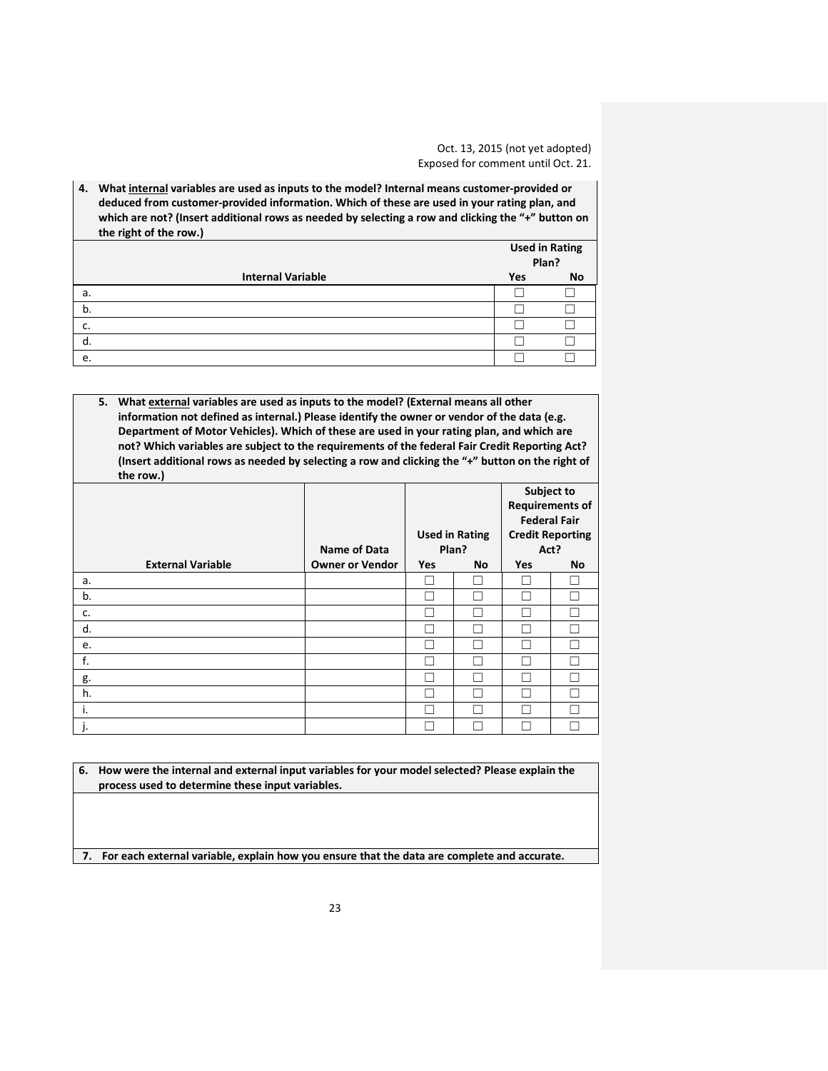Oct. 13, 2015 (not yet adopted)
Exposed for comment until Oct. 21.

**4. What <u>internal</u> variables are used as inputs to the model? Internal means customer-provided or deduced from customer-provided information. Which of these are used in your rating plan, and which are not? (Insert additional rows as needed by selecting a row and clicking the "+" button on the right of the row.)**

| Internal Variable | Used in Rating Plan? | |
|---|---|---|
| | **Yes** | **No** |
| a. | ☐ | ☐ |
| b. | ☐ | ☐ |
| c. | ☐ | ☐ |
| d. | ☐ | ☐ |
| e. | ☐ | ☐ |

**5. What <u>external</u> variables are used as inputs to the model? (External means all other information not defined as internal.) Please identify the owner or vendor of the data (e.g. Department of Motor Vehicles). Which of these are used in your rating plan, and which are not? Which variables are subject to the requirements of the federal Fair Credit Reporting Act? (Insert additional rows as needed by selecting a row and clicking the "+" button on the right of the row.)**

| External Variable | Name of Data Owner or Vendor | Used in Rating Plan? | | Subject to Requirements of Federal Fair Credit Reporting Act? | |
|---|---|---|---|---|---|
| | | **Yes** | **No** | **Yes** | **No** |
| a. | | ☐ | ☐ | ☐ | ☐ |
| b. | | ☐ | ☐ | ☐ | ☐ |
| c. | | ☐ | ☐ | ☐ | ☐ |
| d. | | ☐ | ☐ | ☐ | ☐ |
| e. | | ☐ | ☐ | ☐ | ☐ |
| f. | | ☐ | ☐ | ☐ | ☐ |
| g. | | ☐ | ☐ | ☐ | ☐ |
| h. | | ☐ | ☐ | ☐ | ☐ |
| i. | | ☐ | ☐ | ☐ | ☐ |
| j. | | ☐ | ☐ | ☐ | ☐ |

**6. How were the internal and external input variables for your model selected? Please explain the process used to determine these input variables.**

**7. For each external variable, explain how you ensure that the data are complete and accurate.**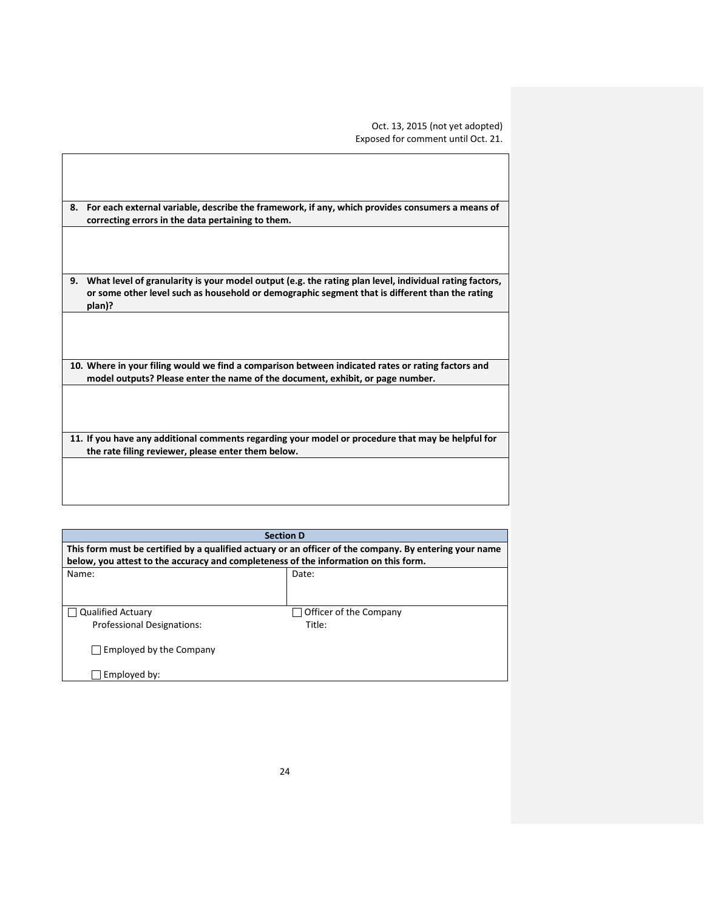Oct. 13, 2015 (not yet adopted)
Exposed for comment until Oct. 21.

| |
|---|
| |
| **8. For each external variable, describe the framework, if any, which provides consumers a means of correcting errors in the data pertaining to them.** |
| |
| **9. What level of granularity is your model output (e.g. the rating plan level, individual rating factors, or some other level such as household or demographic segment that is different than the rating plan)?** |
| |
| **10. Where in your filing would we find a comparison between indicated rates or rating factors and model outputs? Please enter the name of the document, exhibit, or page number.** |
| |
| **11. If you have any additional comments regarding your model or procedure that may be helpful for the rate filing reviewer, please enter them below.** |
| |

| **Section D** | |
|---|---|
| **This form must be certified by a qualified actuary or an officer of the company. By entering your name below, you attest to the accuracy and completeness of the information on this form.** | |
| Name: | Date: |
| ☐ Qualified Actuary<br>Professional Designations:<br><br>☐ Employed by the Company<br><br>☐ Employed by: | ☐ Officer of the Company<br>Title: |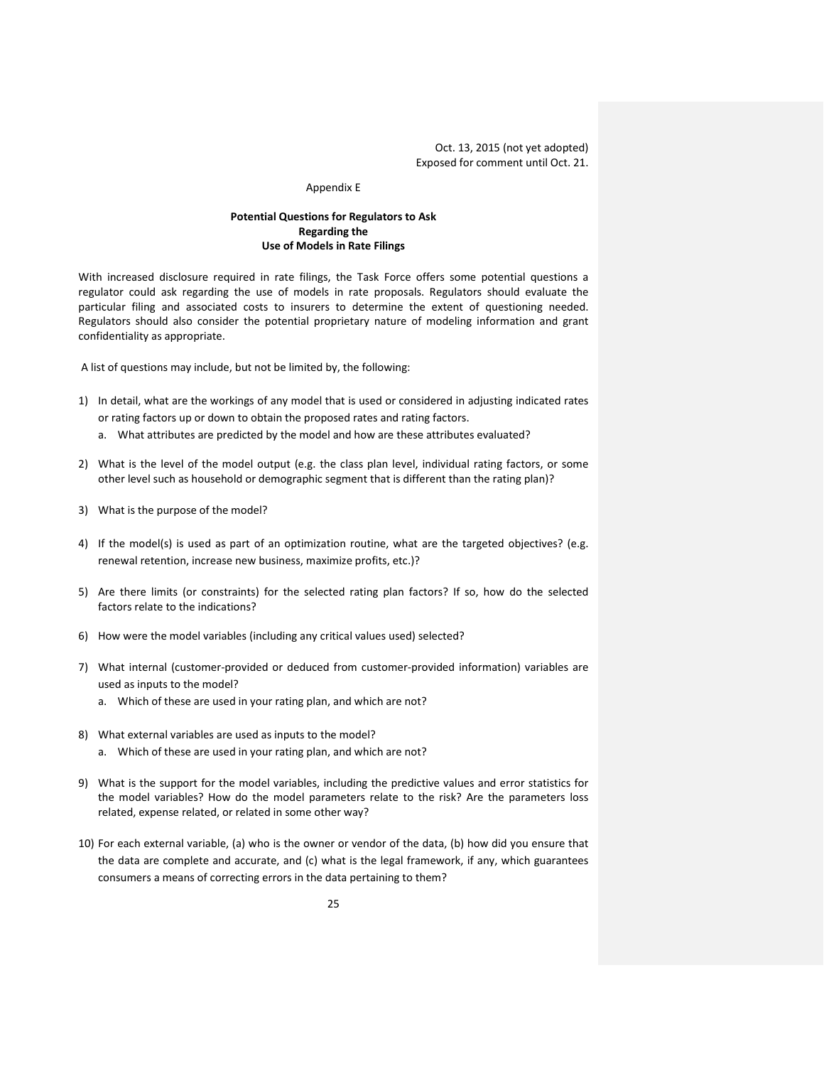Oct. 13, 2015 (not yet adopted)
Exposed for comment until Oct. 21.

Appendix E

**Potential Questions for Regulators to Ask**
**Regarding the**
**Use of Models in Rate Filings**

With increased disclosure required in rate filings, the Task Force offers some potential questions a regulator could ask regarding the use of models in rate proposals. Regulators should evaluate the particular filing and associated costs to insurers to determine the extent of questioning needed. Regulators should also consider the potential proprietary nature of modeling information and grant confidentiality as appropriate.

A list of questions may include, but not be limited by, the following:

1) In detail, what are the workings of any model that is used or considered in adjusting indicated rates or rating factors up or down to obtain the proposed rates and rating factors.
   a. What attributes are predicted by the model and how are these attributes evaluated?

2) What is the level of the model output (e.g. the class plan level, individual rating factors, or some other level such as household or demographic segment that is different than the rating plan)?

3) What is the purpose of the model?

4) If the model(s) is used as part of an optimization routine, what are the targeted objectives? (e.g. renewal retention, increase new business, maximize profits, etc.)?

5) Are there limits (or constraints) for the selected rating plan factors? If so, how do the selected factors relate to the indications?

6) How were the model variables (including any critical values used) selected?

7) What internal (customer-provided or deduced from customer-provided information) variables are used as inputs to the model?
   a. Which of these are used in your rating plan, and which are not?

8) What external variables are used as inputs to the model?
   a. Which of these are used in your rating plan, and which are not?

9) What is the support for the model variables, including the predictive values and error statistics for the model variables? How do the model parameters relate to the risk? Are the parameters loss related, expense related, or related in some other way?

10) For each external variable, (a) who is the owner or vendor of the data, (b) how did you ensure that the data are complete and accurate, and (c) what is the legal framework, if any, which guarantees consumers a means of correcting errors in the data pertaining to them?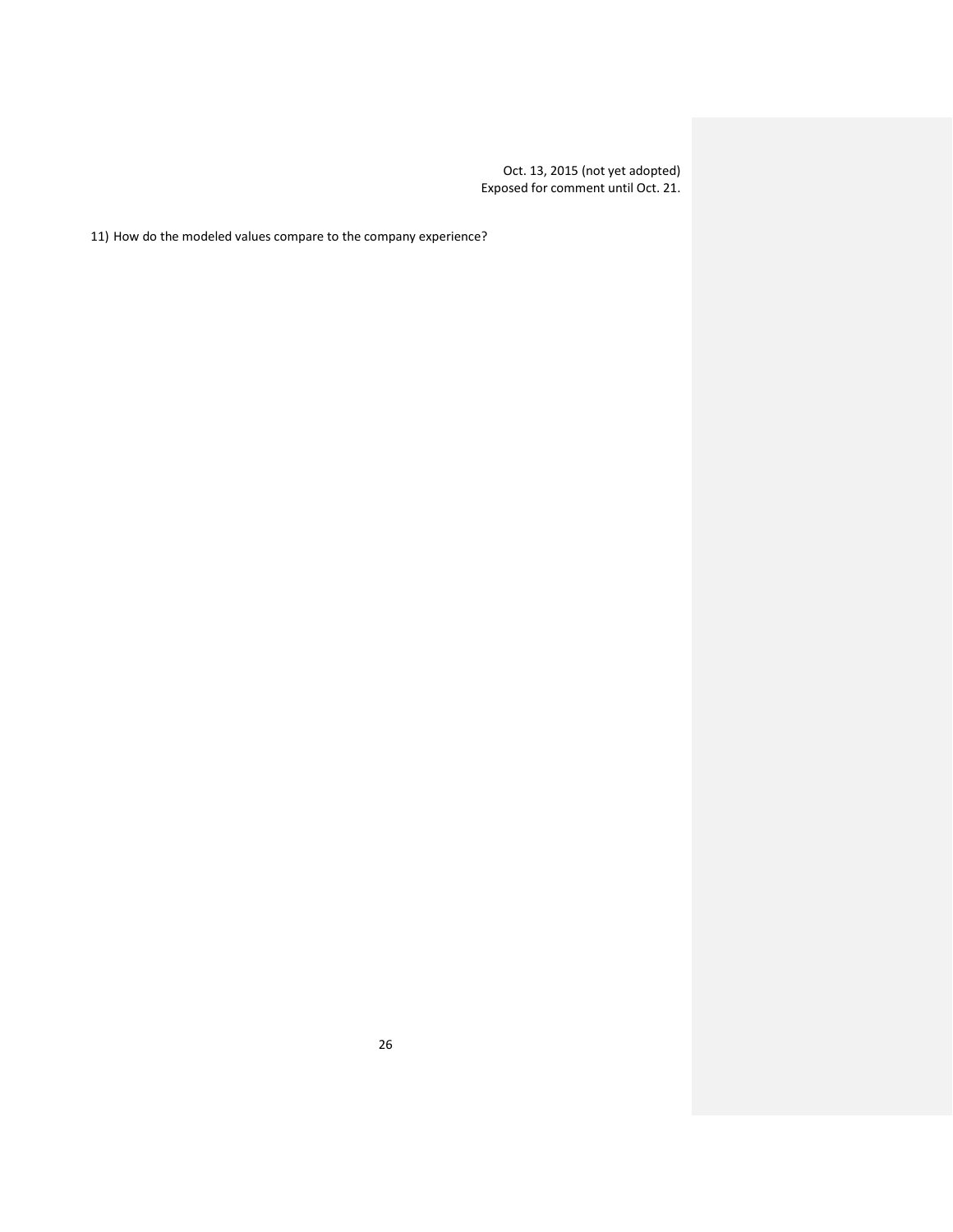11) How do the modeled values compare to the company experience?